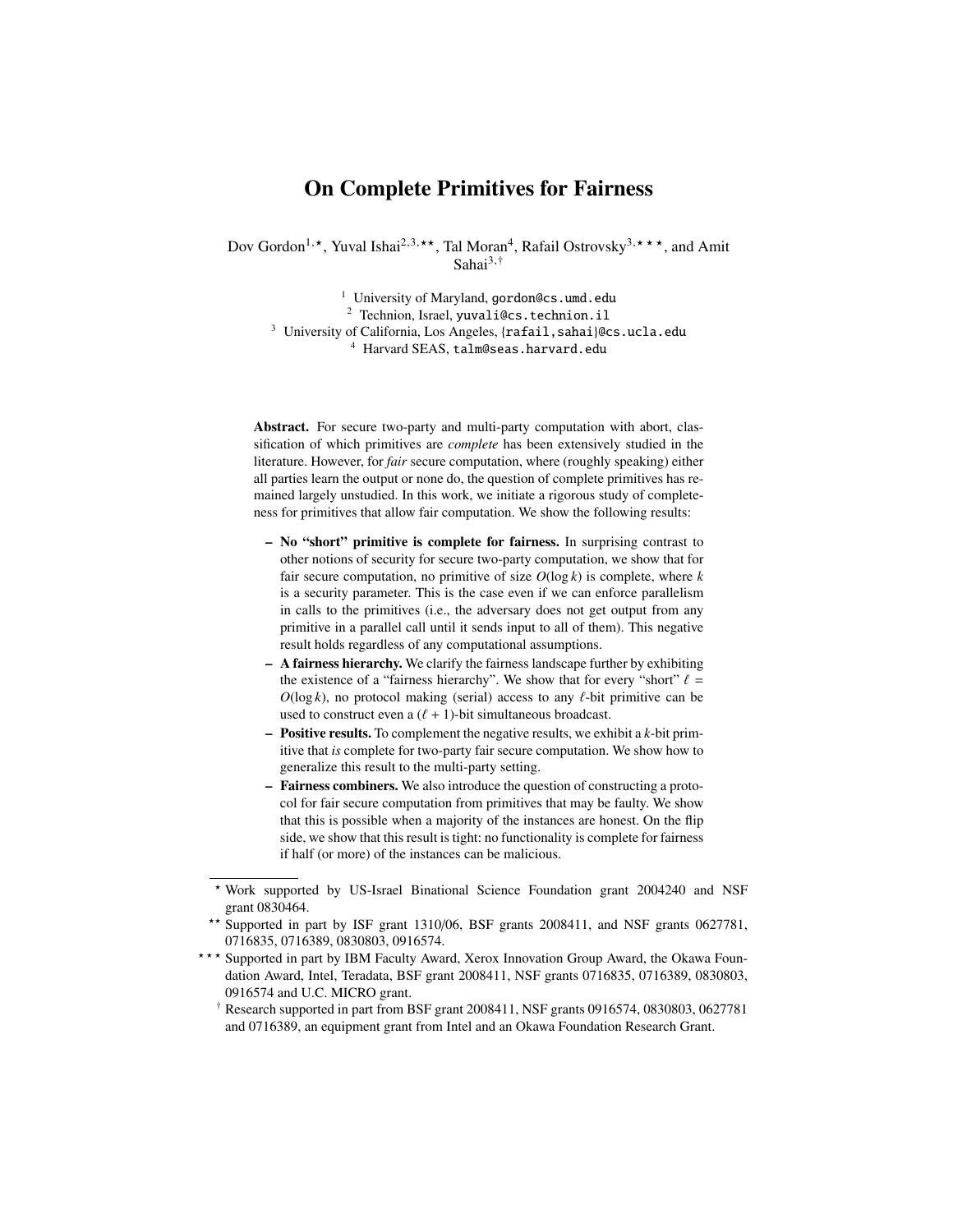# On Complete Primitives for Fairness

Dov Gordon[1,⋆], Yuval Ishai[2,3,⋆⋆], Tal Moran[4], Rafail Ostrovsky[3,⋆⋆⋆], and Amit Sahai[3,†]

[1] University of Maryland, gordon@cs.umd.edu
[2] Technion, Israel, yuvali@cs.technion.il
[3] University of California, Los Angeles, {rafail,sahai}@cs.ucla.edu
[4] Harvard SEAS, talm@seas.harvard.edu

**Abstract.** For secure two-party and multi-party computation with abort, classification of which primitives are *complete* has been extensively studied in the literature. However, for *fair* secure computation, where (roughly speaking) either all parties learn the output or none do, the question of complete primitives has remained largely unstudied. In this work, we initiate a rigorous study of completeness for primitives that allow fair computation. We show the following results:

- **No "short" primitive is complete for fairness.** In surprising contrast to other notions of security for secure two-party computation, we show that for fair secure computation, no primitive of size $O(\log k)$ is complete, where $k$ is a security parameter. This is the case even if we can enforce parallelism in calls to the primitives (i.e., the adversary does not get output from any primitive in a parallel call until it sends input to all of them). This negative result holds regardless of any computational assumptions.
- **A fairness hierarchy.** We clarify the fairness landscape further by exhibiting the existence of a "fairness hierarchy". We show that for every "short" $\ell = O(\log k)$, no protocol making (serial) access to any $\ell$-bit primitive can be used to construct even a $(\ell + 1)$-bit simultaneous broadcast.
- **Positive results.** To complement the negative results, we exhibit a $k$-bit primitive that *is* complete for two-party fair secure computation. We show how to generalize this result to the multi-party setting.
- **Fairness combiners.** We also introduce the question of constructing a protocol for fair secure computation from primitives that may be faulty. We show that this is possible when a majority of the instances are honest. On the flip side, we show that this result is tight: no functionality is complete for fairness if half (or more) of the instances can be malicious.

---

⋆ Work supported by US-Israel Binational Science Foundation grant 2004240 and NSF grant 0830464.

⋆⋆ Supported in part by ISF grant 1310/06, BSF grants 2008411, and NSF grants 0627781, 0716835, 0716389, 0830803, 0916574.

⋆⋆⋆ Supported in part by IBM Faculty Award, Xerox Innovation Group Award, the Okawa Foundation Award, Intel, Teradata, BSF grant 2008411, NSF grants 0716835, 0716389, 0830803, 0916574 and U.C. MICRO grant.

† Research supported in part from BSF grant 2008411, NSF grants 0916574, 0830803, 0627781 and 0716389, an equipment grant from Intel and an Okawa Foundation Research Grant.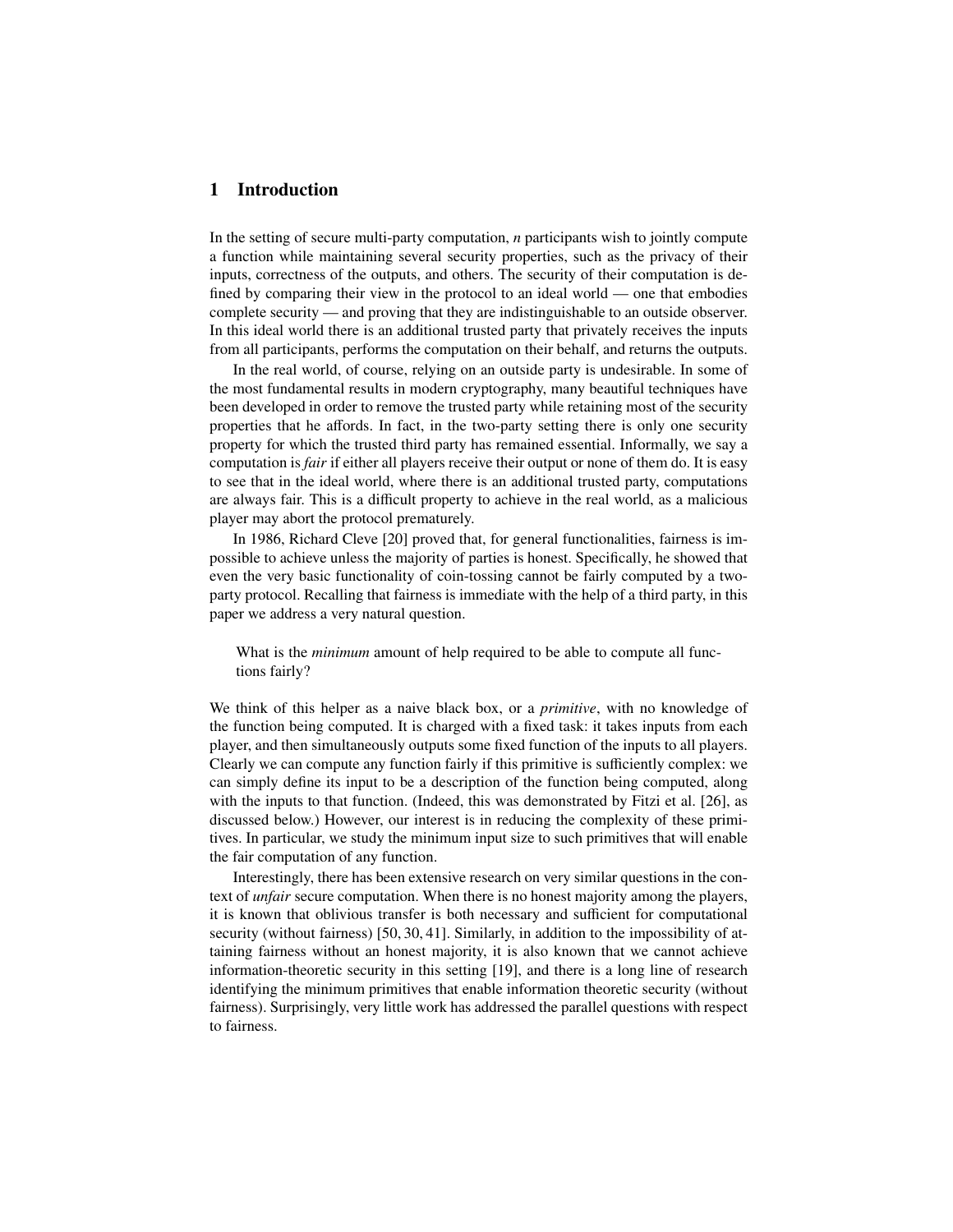## 1 Introduction

In the setting of secure multi-party computation, $n$ participants wish to jointly compute a function while maintaining several security properties, such as the privacy of their inputs, correctness of the outputs, and others. The security of their computation is defined by comparing their view in the protocol to an ideal world — one that embodies complete security — and proving that they are indistinguishable to an outside observer. In this ideal world there is an additional trusted party that privately receives the inputs from all participants, performs the computation on their behalf, and returns the outputs.

In the real world, of course, relying on an outside party is undesirable. In some of the most fundamental results in modern cryptography, many beautiful techniques have been developed in order to remove the trusted party while retaining most of the security properties that he affords. In fact, in the two-party setting there is only one security property for which the trusted third party has remained essential. Informally, we say a computation is *fair* if either all players receive their output or none of them do. It is easy to see that in the ideal world, where there is an additional trusted party, computations are always fair. This is a difficult property to achieve in the real world, as a malicious player may abort the protocol prematurely.

In 1986, Richard Cleve [20] proved that, for general functionalities, fairness is impossible to achieve unless the majority of parties is honest. Specifically, he showed that even the very basic functionality of coin-tossing cannot be fairly computed by a two-party protocol. Recalling that fairness is immediate with the help of a third party, in this paper we address a very natural question.

> What is the *minimum* amount of help required to be able to compute all functions fairly?

We think of this helper as a naive black box, or a *primitive*, with no knowledge of the function being computed. It is charged with a fixed task: it takes inputs from each player, and then simultaneously outputs some fixed function of the inputs to all players. Clearly we can compute any function fairly if this primitive is sufficiently complex: we can simply define its input to be a description of the function being computed, along with the inputs to that function. (Indeed, this was demonstrated by Fitzi et al. [26], as discussed below.) However, our interest is in reducing the complexity of these primitives. In particular, we study the minimum input size to such primitives that will enable the fair computation of any function.

Interestingly, there has been extensive research on very similar questions in the context of *unfair* secure computation. When there is no honest majority among the players, it is known that oblivious transfer is both necessary and sufficient for computational security (without fairness) [50, 30, 41]. Similarly, in addition to the impossibility of attaining fairness without an honest majority, it is also known that we cannot achieve information-theoretic security in this setting [19], and there is a long line of research identifying the minimum primitives that enable information theoretic security (without fairness). Surprisingly, very little work has addressed the parallel questions with respect to fairness.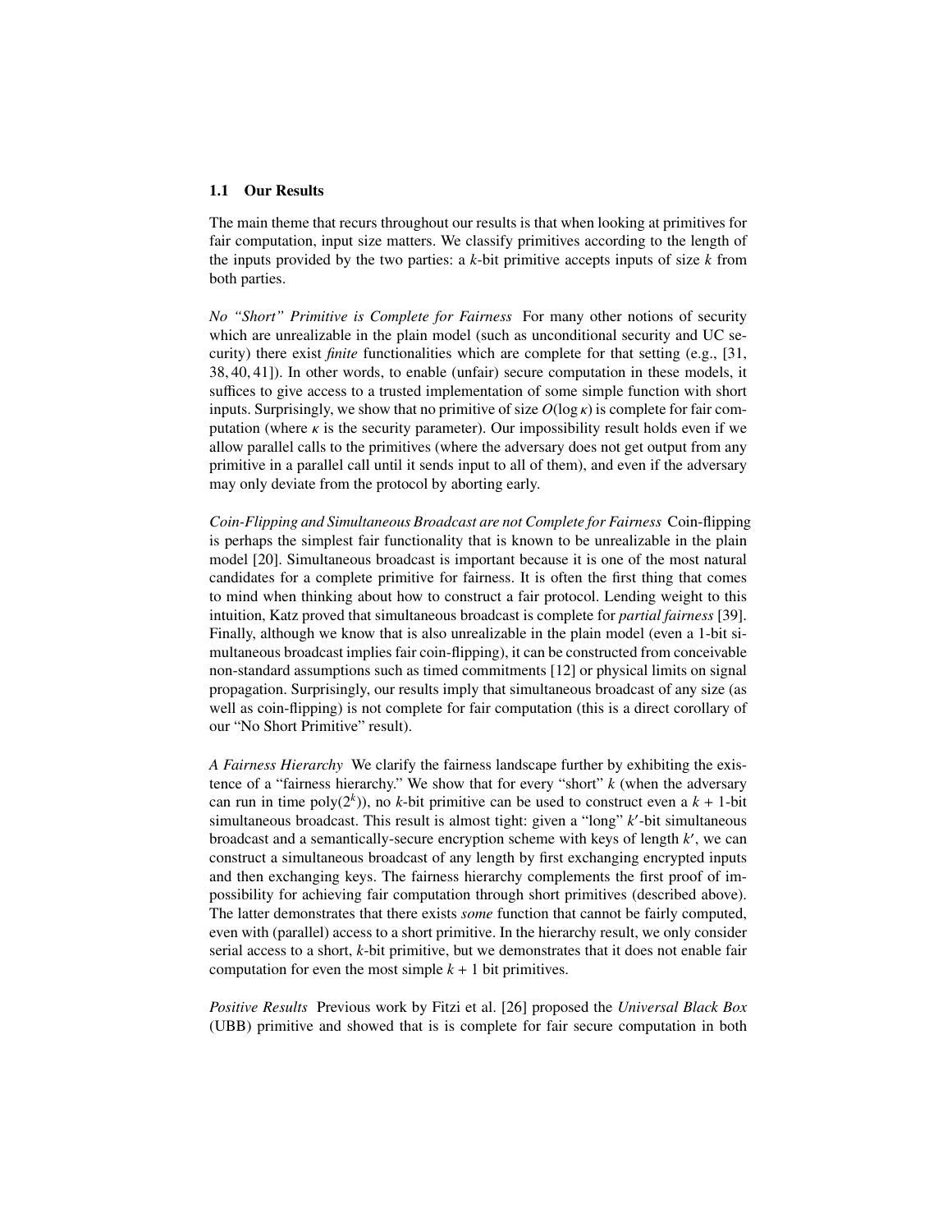### 1.1 Our Results

The main theme that recurs throughout our results is that when looking at primitives for fair computation, input size matters. We classify primitives according to the length of the inputs provided by the two parties: a $k$-bit primitive accepts inputs of size $k$ from both parties.

*No "Short" Primitive is Complete for Fairness* For many other notions of security which are unrealizable in the plain model (such as unconditional security and UC security) there exist *finite* functionalities which are complete for that setting (e.g., [31, 38, 40, 41]). In other words, to enable (unfair) secure computation in these models, it suffices to give access to a trusted implementation of some simple function with short inputs. Surprisingly, we show that no primitive of size $O(\log \kappa)$ is complete for fair computation (where $\kappa$ is the security parameter). Our impossibility result holds even if we allow parallel calls to the primitives (where the adversary does not get output from any primitive in a parallel call until it sends input to all of them), and even if the adversary may only deviate from the protocol by aborting early.

*Coin-Flipping and Simultaneous Broadcast are not Complete for Fairness* Coin-flipping is perhaps the simplest fair functionality that is known to be unrealizable in the plain model [20]. Simultaneous broadcast is important because it is one of the most natural candidates for a complete primitive for fairness. It is often the first thing that comes to mind when thinking about how to construct a fair protocol. Lending weight to this intuition, Katz proved that simultaneous broadcast is complete for *partial fairness* [39]. Finally, although we know that is also unrealizable in the plain model (even a 1-bit simultaneous broadcast implies fair coin-flipping), it can be constructed from conceivable non-standard assumptions such as timed commitments [12] or physical limits on signal propagation. Surprisingly, our results imply that simultaneous broadcast of any size (as well as coin-flipping) is not complete for fair computation (this is a direct corollary of our "No Short Primitive" result).

*A Fairness Hierarchy* We clarify the fairness landscape further by exhibiting the existence of a "fairness hierarchy." We show that for every "short" $k$ (when the adversary can run in time $\text{poly}(2^k)$), no $k$-bit primitive can be used to construct even a $k + 1$-bit simultaneous broadcast. This result is almost tight: given a "long" $k'$-bit simultaneous broadcast and a semantically-secure encryption scheme with keys of length $k'$, we can construct a simultaneous broadcast of any length by first exchanging encrypted inputs and then exchanging keys. The fairness hierarchy complements the first proof of impossibility for achieving fair computation through short primitives (described above). The latter demonstrates that there exists *some* function that cannot be fairly computed, even with (parallel) access to a short primitive. In the hierarchy result, we only consider serial access to a short, $k$-bit primitive, but we demonstrates that it does not enable fair computation for even the most simple $k + 1$ bit primitives.

*Positive Results* Previous work by Fitzi et al. [26] proposed the *Universal Black Box* (UBB) primitive and showed that is is complete for fair secure computation in both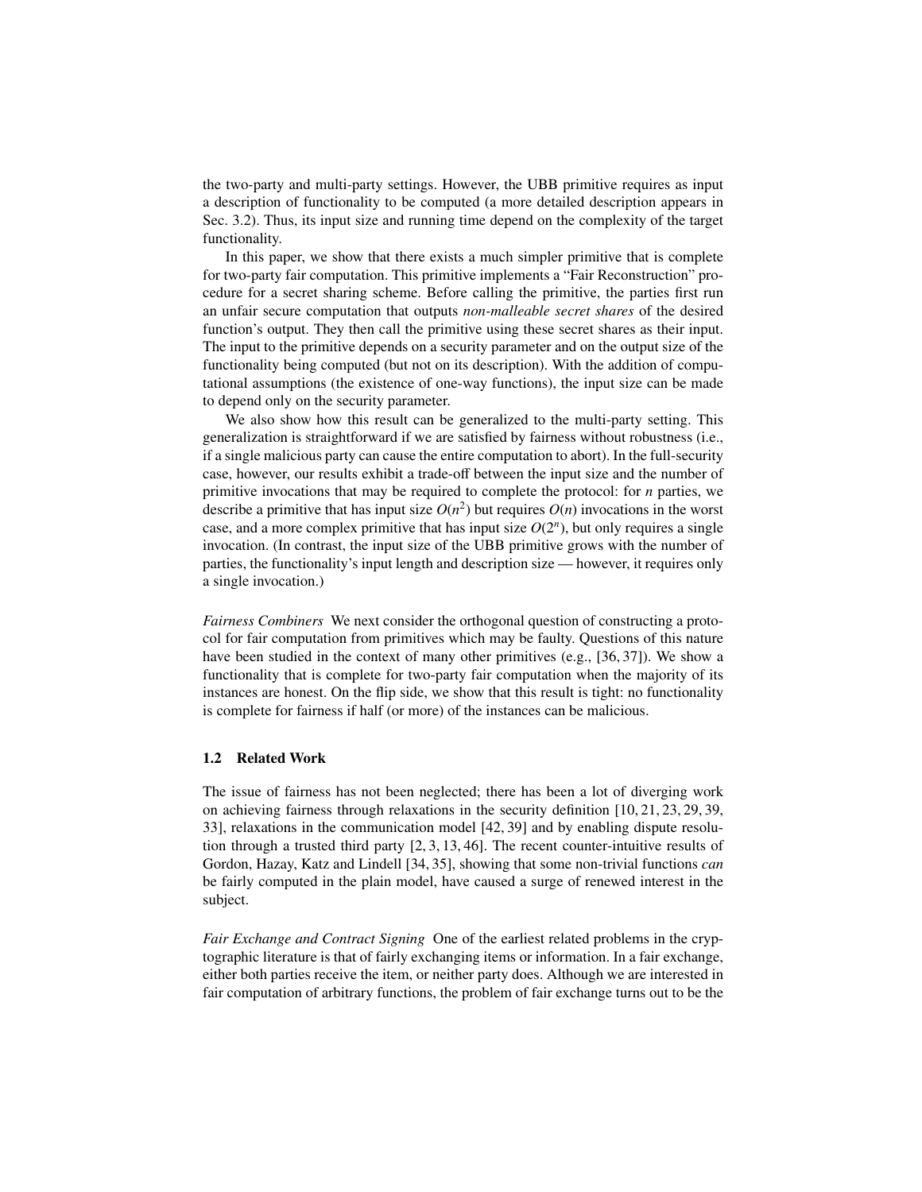the two-party and multi-party settings. However, the UBB primitive requires as input a description of functionality to be computed (a more detailed description appears in Sec. 3.2). Thus, its input size and running time depend on the complexity of the target functionality.

In this paper, we show that there exists a much simpler primitive that is complete for two-party fair computation. This primitive implements a "Fair Reconstruction" procedure for a secret sharing scheme. Before calling the primitive, the parties first run an unfair secure computation that outputs *non-malleable secret shares* of the desired function's output. They then call the primitive using these secret shares as their input. The input to the primitive depends on a security parameter and on the output size of the functionality being computed (but not on its description). With the addition of computational assumptions (the existence of one-way functions), the input size can be made to depend only on the security parameter.

We also show how this result can be generalized to the multi-party setting. This generalization is straightforward if we are satisfied by fairness without robustness (i.e., if a single malicious party can cause the entire computation to abort). In the full-security case, however, our results exhibit a trade-off between the input size and the number of primitive invocations that may be required to complete the protocol: for $n$ parties, we describe a primitive that has input size $O(n^2)$ but requires $O(n)$ invocations in the worst case, and a more complex primitive that has input size $O(2^n)$, but only requires a single invocation. (In contrast, the input size of the UBB primitive grows with the number of parties, the functionality's input length and description size — however, it requires only a single invocation.)

*Fairness Combiners* We next consider the orthogonal question of constructing a protocol for fair computation from primitives which may be faulty. Questions of this nature have been studied in the context of many other primitives (e.g., [36, 37]). We show a functionality that is complete for two-party fair computation when the majority of its instances are honest. On the flip side, we show that this result is tight: no functionality is complete for fairness if half (or more) of the instances can be malicious.

### 1.2 Related Work

The issue of fairness has not been neglected; there has been a lot of diverging work on achieving fairness through relaxations in the security definition [10, 21, 23, 29, 39, 33], relaxations in the communication model [42, 39] and by enabling dispute resolution through a trusted third party [2, 3, 13, 46]. The recent counter-intuitive results of Gordon, Hazay, Katz and Lindell [34, 35], showing that some non-trivial functions *can* be fairly computed in the plain model, have caused a surge of renewed interest in the subject.

*Fair Exchange and Contract Signing* One of the earliest related problems in the cryptographic literature is that of fairly exchanging items or information. In a fair exchange, either both parties receive the item, or neither party does. Although we are interested in fair computation of arbitrary functions, the problem of fair exchange turns out to be the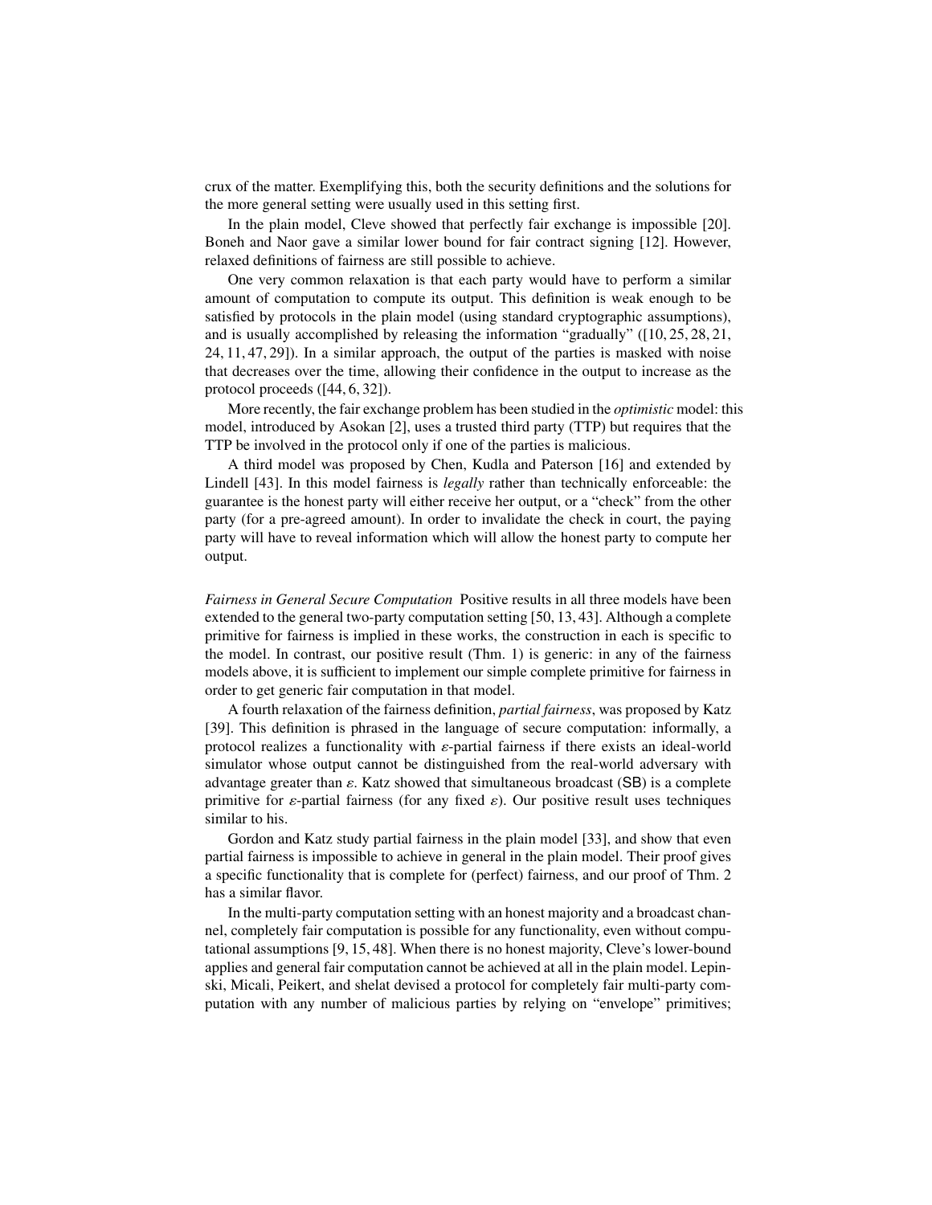crux of the matter. Exemplifying this, both the security definitions and the solutions for the more general setting were usually used in this setting first.

In the plain model, Cleve showed that perfectly fair exchange is impossible [20]. Boneh and Naor gave a similar lower bound for fair contract signing [12]. However, relaxed definitions of fairness are still possible to achieve.

One very common relaxation is that each party would have to perform a similar amount of computation to compute its output. This definition is weak enough to be satisfied by protocols in the plain model (using standard cryptographic assumptions), and is usually accomplished by releasing the information "gradually" ([10, 25, 28, 21, 24, 11, 47, 29]). In a similar approach, the output of the parties is masked with noise that decreases over the time, allowing their confidence in the output to increase as the protocol proceeds ([44, 6, 32]).

More recently, the fair exchange problem has been studied in the *optimistic* model: this model, introduced by Asokan [2], uses a trusted third party (TTP) but requires that the TTP be involved in the protocol only if one of the parties is malicious.

A third model was proposed by Chen, Kudla and Paterson [16] and extended by Lindell [43]. In this model fairness is *legally* rather than technically enforceable: the guarantee is the honest party will either receive her output, or a "check" from the other party (for a pre-agreed amount). In order to invalidate the check in court, the paying party will have to reveal information which will allow the honest party to compute her output.

*Fairness in General Secure Computation* Positive results in all three models have been extended to the general two-party computation setting [50, 13, 43]. Although a complete primitive for fairness is implied in these works, the construction in each is specific to the model. In contrast, our positive result (Thm. 1) is generic: in any of the fairness models above, it is sufficient to implement our simple complete primitive for fairness in order to get generic fair computation in that model.

A fourth relaxation of the fairness definition, *partial fairness*, was proposed by Katz [39]. This definition is phrased in the language of secure computation: informally, a protocol realizes a functionality with $\varepsilon$-partial fairness if there exists an ideal-world simulator whose output cannot be distinguished from the real-world adversary with advantage greater than $\varepsilon$. Katz showed that simultaneous broadcast (SB) is a complete primitive for $\varepsilon$-partial fairness (for any fixed $\varepsilon$). Our positive result uses techniques similar to his.

Gordon and Katz study partial fairness in the plain model [33], and show that even partial fairness is impossible to achieve in general in the plain model. Their proof gives a specific functionality that is complete for (perfect) fairness, and our proof of Thm. 2 has a similar flavor.

In the multi-party computation setting with an honest majority and a broadcast channel, completely fair computation is possible for any functionality, even without computational assumptions [9, 15, 48]. When there is no honest majority, Cleve's lower-bound applies and general fair computation cannot be achieved at all in the plain model. Lepinski, Micali, Peikert, and shelat devised a protocol for completely fair multi-party computation with any number of malicious parties by relying on "envelope" primitives;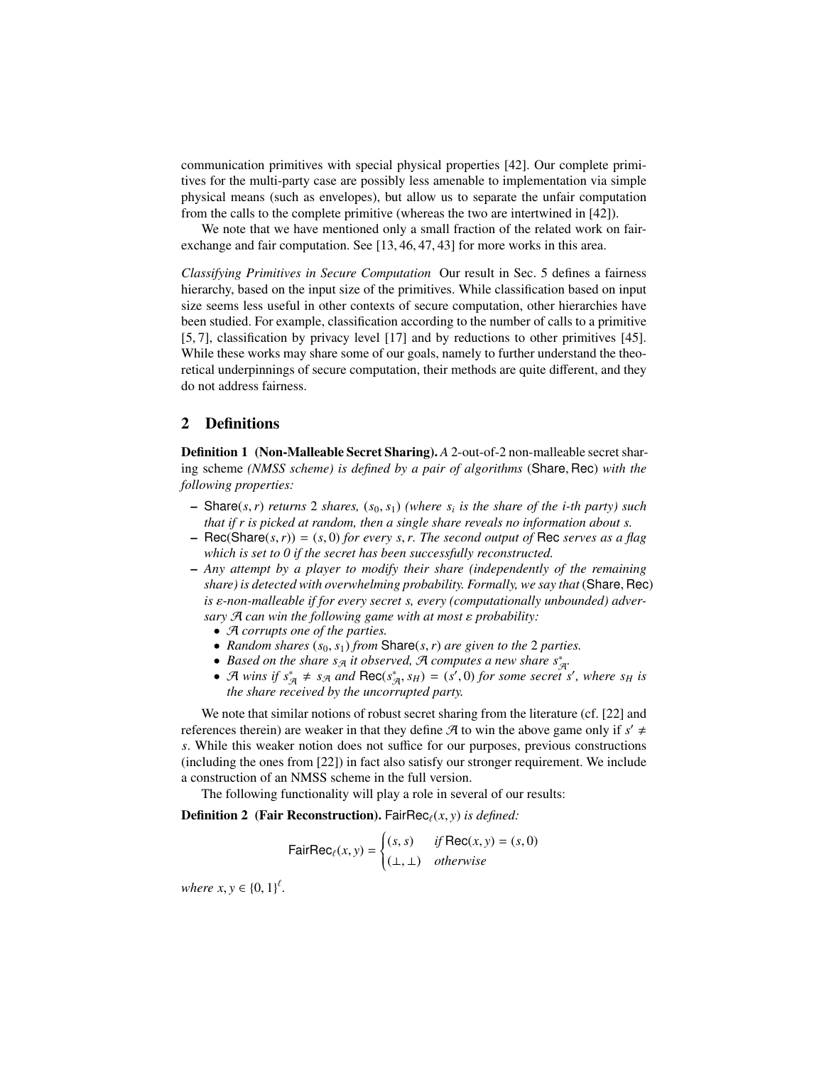communication primitives with special physical properties [42]. Our complete primitives for the multi-party case are possibly less amenable to implementation via simple physical means (such as envelopes), but allow us to separate the unfair computation from the calls to the complete primitive (whereas the two are intertwined in [42]).

We note that we have mentioned only a small fraction of the related work on fair-exchange and fair computation. See [13, 46, 47, 43] for more works in this area.

*Classifying Primitives in Secure Computation* Our result in Sec. 5 defines a fairness hierarchy, based on the input size of the primitives. While classification based on input size seems less useful in other contexts of secure computation, other hierarchies have been studied. For example, classification according to the number of calls to a primitive [5, 7], classification by privacy level [17] and by reductions to other primitives [45]. While these works may share some of our goals, namely to further understand the theoretical underpinnings of secure computation, their methods are quite different, and they do not address fairness.

## 2 Definitions

**Definition 1 (Non-Malleable Secret Sharing).** *A* 2-out-of-2 non-malleable secret sharing scheme *(NMSS scheme) is defined by a pair of algorithms* (Share, Rec) *with the following properties:*

- Share$(s, r)$ *returns* 2 *shares,* $(s_0, s_1)$ *(where* $s_i$ *is the share of the i-th party) such that if r is picked at random, then a single share reveals no information about s.*
- Rec(Share$(s, r)$) $= (s, 0)$ *for every* $s, r$*. The second output of* Rec *serves as a flag which is set to 0 if the secret has been successfully reconstructed.*
- *Any attempt by a player to modify their share (independently of the remaining share) is detected with overwhelming probability. Formally, we say that* (Share, Rec) *is* $\varepsilon$*-non-malleable if for every secret s, every (computationally unbounded) adversary* $\mathcal{A}$ *can win the following game with at most* $\varepsilon$ *probability:*
  - $\mathcal{A}$ *corrupts one of the parties.*
  - *Random shares* $(s_0, s_1)$ *from* Share$(s, r)$ *are given to the* 2 *parties.*
  - *Based on the share* $s_{\mathcal{A}}$ *it observed,* $\mathcal{A}$ *computes a new share* $s^*_{\mathcal{A}}$*.*
  - $\mathcal{A}$ *wins if* $s^*_{\mathcal{A}} \neq s_{\mathcal{A}}$ *and* Rec$(s^*_{\mathcal{A}}, s_H) = (s', 0)$ *for some secret* $s'$*, where* $s_H$ *is the share received by the uncorrupted party.*

We note that similar notions of robust secret sharing from the literature (cf. [22] and references therein) are weaker in that they define $\mathcal{A}$ to win the above game only if $s' \neq s$. While this weaker notion does not suffice for our purposes, previous constructions (including the ones from [22]) in fact also satisfy our stronger requirement. We include a construction of an NMSS scheme in the full version.

The following functionality will play a role in several of our results:

**Definition 2 (Fair Reconstruction).** FairRec$_\ell(x, y)$ *is defined:*

$$\mathsf{FairRec}_\ell(x, y) = \begin{cases} (s, s) & \text{if } \mathsf{Rec}(x, y) = (s, 0) \\ (\bot, \bot) & \text{otherwise} \end{cases}$$

*where* $x, y \in \{0, 1\}^\ell$*.*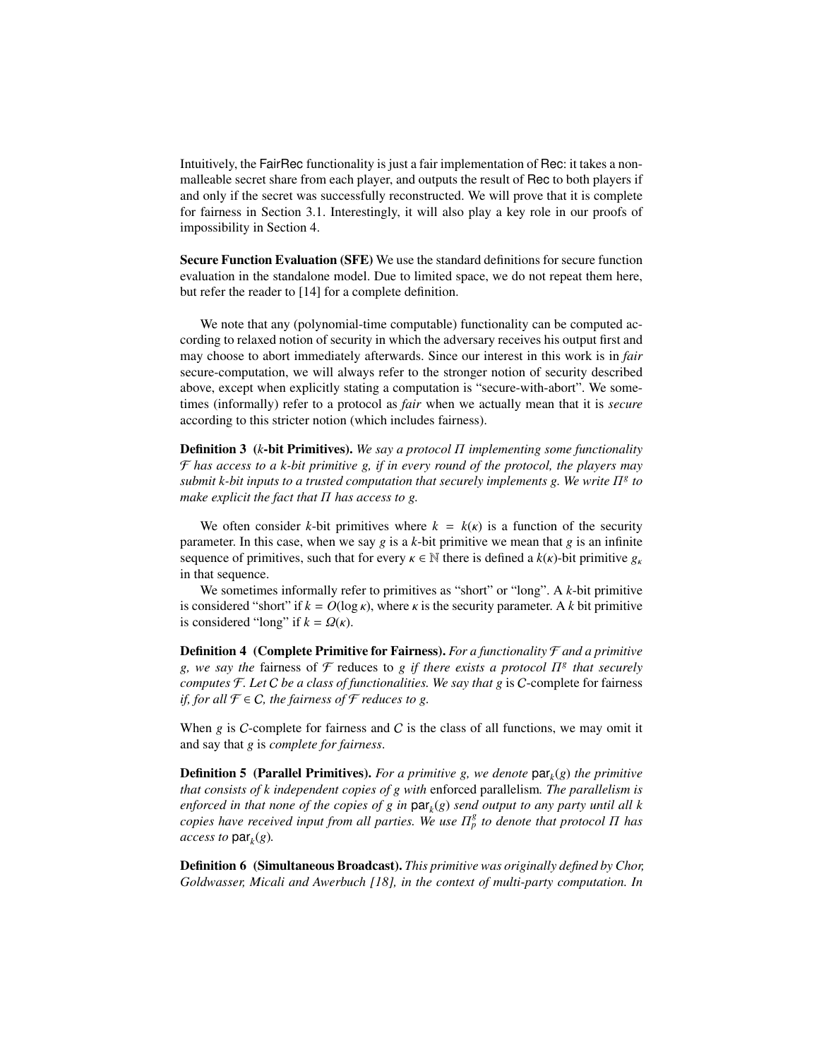Intuitively, the FairRec functionality is just a fair implementation of Rec: it takes a non-malleable secret share from each player, and outputs the result of Rec to both players if and only if the secret was successfully reconstructed. We will prove that it is complete for fairness in Section 3.1. Interestingly, it will also play a key role in our proofs of impossibility in Section 4.

**Secure Function Evaluation (SFE)** We use the standard definitions for secure function evaluation in the standalone model. Due to limited space, we do not repeat them here, but refer the reader to [14] for a complete definition.

We note that any (polynomial-time computable) functionality can be computed according to relaxed notion of security in which the adversary receives his output first and may choose to abort immediately afterwards. Since our interest in this work is in *fair* secure-computation, we will always refer to the stronger notion of security described above, except when explicitly stating a computation is "secure-with-abort". We sometimes (informally) refer to a protocol as *fair* when we actually mean that it is *secure* according to this stricter notion (which includes fairness).

**Definition 3 ($k$-bit Primitives).** *We say a protocol $\Pi$ implementing some functionality $\mathcal{F}$ has access to a $k$-bit primitive $g$, if in every round of the protocol, the players may submit $k$-bit inputs to a trusted computation that securely implements $g$. We write $\Pi^g$ to make explicit the fact that $\Pi$ has access to $g$.*

We often consider $k$-bit primitives where $k = k(\kappa)$ is a function of the security parameter. In this case, when we say $g$ is a $k$-bit primitive we mean that $g$ is an infinite sequence of primitives, such that for every $\kappa \in \mathbb{N}$ there is defined a $k(\kappa)$-bit primitive $g_\kappa$ in that sequence.

We sometimes informally refer to primitives as "short" or "long". A $k$-bit primitive is considered "short" if $k = O(\log \kappa)$, where $\kappa$ is the security parameter. A $k$ bit primitive is considered "long" if $k = \Omega(\kappa)$.

**Definition 4 (Complete Primitive for Fairness).** *For a functionality $\mathcal{F}$ and a primitive $g$, we say the* fairness *of $\mathcal{F}$* reduces *to $g$ if there exists a protocol $\Pi^g$ that securely computes $\mathcal{F}$. Let $C$ be a class of functionalities. We say that $g$ is $C$-*complete for fairness *if, for all $\mathcal{F} \in C$, the fairness of $\mathcal{F}$ reduces to $g$.*

When $g$ is $C$-complete for fairness and $C$ is the class of all functions, we may omit it and say that $g$ is *complete for fairness*.

**Definition 5 (Parallel Primitives).** *For a primitive $g$, we denote $\mathsf{par}_k(g)$ the primitive that consists of $k$ independent copies of $g$ with* enforced parallelism. *The parallelism is enforced in that none of the copies of $g$ in $\mathsf{par}_k(g)$ send output to any party until all $k$ copies have received input from all parties. We use $\Pi_p^g$ to denote that protocol $\Pi$ has access to $\mathsf{par}_k(g)$.*

**Definition 6 (Simultaneous Broadcast).** *This primitive was originally defined by Chor, Goldwasser, Micali and Awerbuch [18], in the context of multi-party computation. In*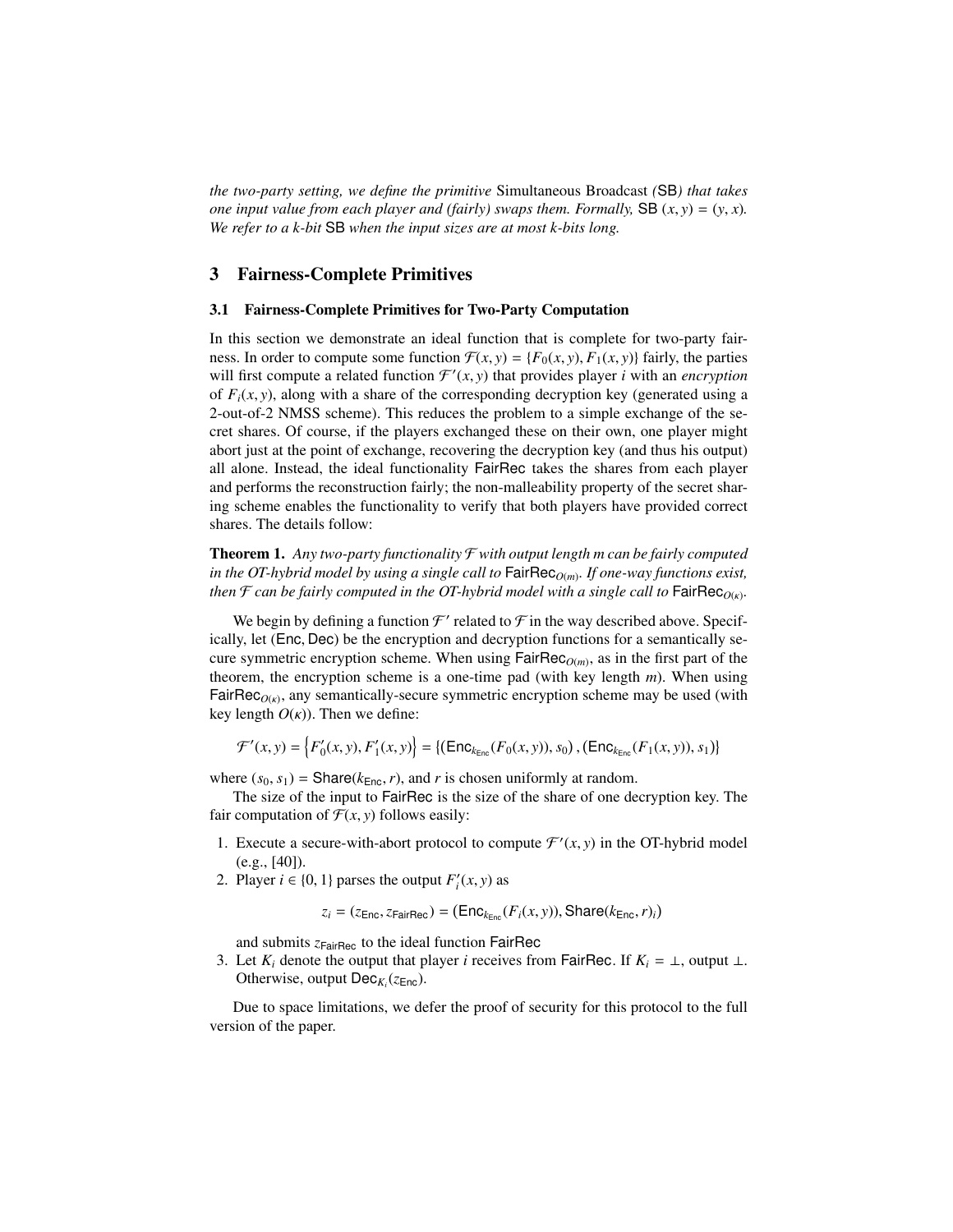*the two-party setting, we define the primitive* Simultaneous Broadcast *(*SB*) that takes one input value from each player and (fairly) swaps them. Formally,* SB $(x, y) = (y, x)$*. We refer to a k-bit* SB *when the input sizes are at most k-bits long.*

## 3 Fairness-Complete Primitives

### 3.1 Fairness-Complete Primitives for Two-Party Computation

In this section we demonstrate an ideal function that is complete for two-party fairness. In order to compute some function $\mathcal{F}(x, y) = \{F_0(x, y), F_1(x, y)\}$ fairly, the parties will first compute a related function $\mathcal{F}'(x, y)$ that provides player $i$ with an *encryption* of $F_i(x, y)$, along with a share of the corresponding decryption key (generated using a 2-out-of-2 NMSS scheme). This reduces the problem to a simple exchange of the secret shares. Of course, if the players exchanged these on their own, one player might abort just at the point of exchange, recovering the decryption key (and thus his output) all alone. Instead, the ideal functionality FairRec takes the shares from each player and performs the reconstruction fairly; the non-malleability property of the secret sharing scheme enables the functionality to verify that both players have provided correct shares. The details follow:

**Theorem 1.** *Any two-party functionality $\mathcal{F}$ with output length m can be fairly computed in the OT-hybrid model by using a single call to $\mathsf{FairRec}_{O(m)}$. If one-way functions exist, then $\mathcal{F}$ can be fairly computed in the OT-hybrid model with a single call to $\mathsf{FairRec}_{O(\kappa)}$.*

We begin by defining a function $\mathcal{F}'$ related to $\mathcal{F}$ in the way described above. Specifically, let (Enc, Dec) be the encryption and decryption functions for a semantically secure symmetric encryption scheme. When using $\mathsf{FairRec}_{O(m)}$, as in the first part of the theorem, the encryption scheme is a one-time pad (with key length $m$). When using $\mathsf{FairRec}_{O(\kappa)}$, any semantically-secure symmetric encryption scheme may be used (with key length $O(\kappa)$). Then we define:

$$\mathcal{F}'(x, y) = \left\{F'_0(x, y), F'_1(x, y)\right\} = \{(\mathsf{Enc}_{k_{\mathsf{Enc}}}(F_0(x, y)), s_0), (\mathsf{Enc}_{k_{\mathsf{Enc}}}(F_1(x, y)), s_1)\}$$

where $(s_0, s_1) = \mathsf{Share}(k_{\mathsf{Enc}}, r)$, and $r$ is chosen uniformly at random.

The size of the input to FairRec is the size of the share of one decryption key. The fair computation of $\mathcal{F}(x, y)$ follows easily:

1. Execute a secure-with-abort protocol to compute $\mathcal{F}'(x, y)$ in the OT-hybrid model (e.g., [40]).
2. Player $i \in \{0, 1\}$ parses the output $F'_i(x, y)$ as

$$z_i = (z_{\mathsf{Enc}}, z_{\mathsf{FairRec}}) = (\mathsf{Enc}_{k_{\mathsf{Enc}}}(F_i(x, y)), \mathsf{Share}(k_{\mathsf{Enc}}, r)_i)$$

   and submits $z_{\mathsf{FairRec}}$ to the ideal function FairRec
3. Let $K_i$ denote the output that player $i$ receives from FairRec. If $K_i = \bot$, output $\bot$. Otherwise, output $\mathsf{Dec}_{K_i}(z_{\mathsf{Enc}})$.

Due to space limitations, we defer the proof of security for this protocol to the full version of the paper.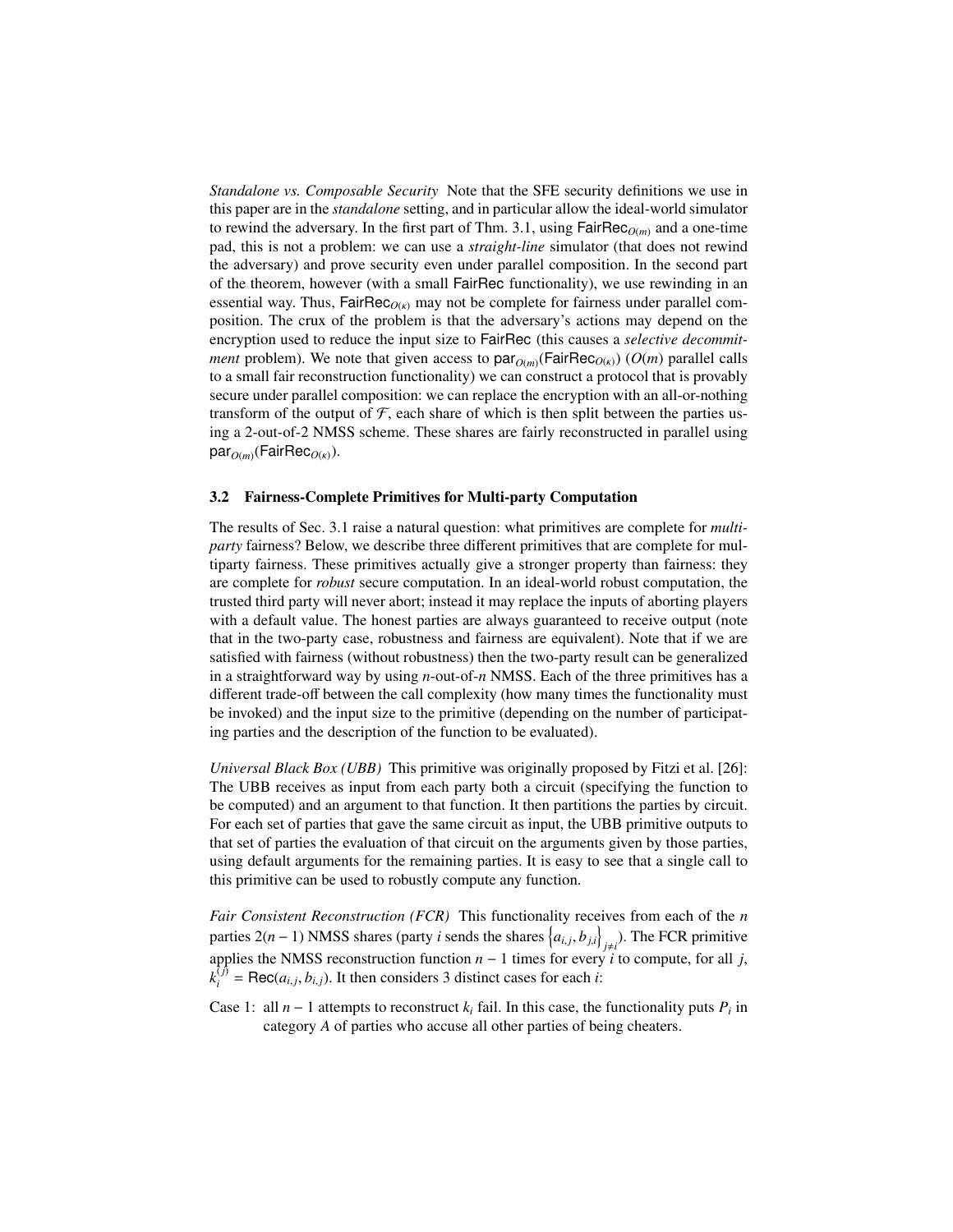*Standalone vs. Composable Security* Note that the SFE security definitions we use in this paper are in the *standalone* setting, and in particular allow the ideal-world simulator to rewind the adversary. In the first part of Thm. 3.1, using $\mathsf{FairRec}_{O(m)}$ and a one-time pad, this is not a problem: we can use a *straight-line* simulator (that does not rewind the adversary) and prove security even under parallel composition. In the second part of the theorem, however (with a small $\mathsf{FairRec}$ functionality), we use rewinding in an essential way. Thus, $\mathsf{FairRec}_{O(\kappa)}$ may not be complete for fairness under parallel composition. The crux of the problem is that the adversary's actions may depend on the encryption used to reduce the input size to $\mathsf{FairRec}$ (this causes a *selective decommitment* problem). We note that given access to $\mathsf{par}_{O(m)}(\mathsf{FairRec}_{O(\kappa)})$ ($O(m)$ parallel calls to a small fair reconstruction functionality) we can construct a protocol that is provably secure under parallel composition: we can replace the encryption with an all-or-nothing transform of the output of $\mathcal{F}$, each share of which is then split between the parties using a 2-out-of-2 NMSS scheme. These shares are fairly reconstructed in parallel using $\mathsf{par}_{O(m)}(\mathsf{FairRec}_{O(\kappa)})$.

### 3.2 Fairness-Complete Primitives for Multi-party Computation

The results of Sec. 3.1 raise a natural question: what primitives are complete for *multiparty* fairness? Below, we describe three different primitives that are complete for multiparty fairness. These primitives actually give a stronger property than fairness: they are complete for *robust* secure computation. In an ideal-world robust computation, the trusted third party will never abort; instead it may replace the inputs of aborting players with a default value. The honest parties are always guaranteed to receive output (note that in the two-party case, robustness and fairness are equivalent). Note that if we are satisfied with fairness (without robustness) then the two-party result can be generalized in a straightforward way by using $n$-out-of-$n$ NMSS. Each of the three primitives has a different trade-off between the call complexity (how many times the functionality must be invoked) and the input size to the primitive (depending on the number of participating parties and the description of the function to be evaluated).

*Universal Black Box (UBB)* This primitive was originally proposed by Fitzi et al. [26]: The UBB receives as input from each party both a circuit (specifying the function to be computed) and an argument to that function. It then partitions the parties by circuit. For each set of parties that gave the same circuit as input, the UBB primitive outputs to that set of parties the evaluation of that circuit on the arguments given by those parties, using default arguments for the remaining parties. It is easy to see that a single call to this primitive can be used to robustly compute any function.

*Fair Consistent Reconstruction (FCR)* This functionality receives from each of the $n$ parties $2(n-1)$ NMSS shares (party $i$ sends the shares $\left\{a_{i,j}, b_{j,i}\right\}_{j \neq i}$). The FCR primitive applies the NMSS reconstruction function $n-1$ times for every $i$ to compute, for all $j$, $k_i^{(j)} = \mathsf{Rec}(a_{i,j}, b_{i,j})$. It then considers 3 distinct cases for each $i$:

Case 1: all $n-1$ attempts to reconstruct $k_i$ fail. In this case, the functionality puts $P_i$ in category $A$ of parties who accuse all other parties of being cheaters.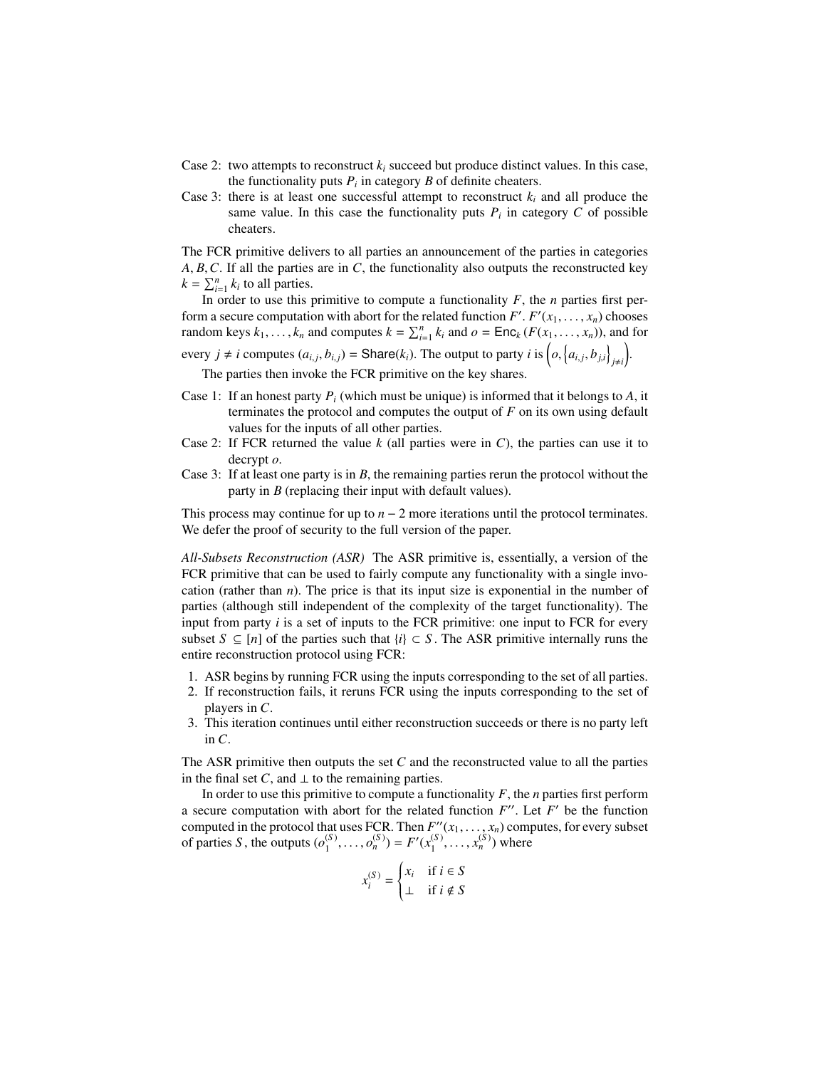Case 2: two attempts to reconstruct $k_i$ succeed but produce distinct values. In this case, the functionality puts $P_i$ in category $B$ of definite cheaters.

Case 3: there is at least one successful attempt to reconstruct $k_i$ and all produce the same value. In this case the functionality puts $P_i$ in category $C$ of possible cheaters.

The FCR primitive delivers to all parties an announcement of the parties in categories $A, B, C$. If all the parties are in $C$, the functionality also outputs the reconstructed key $k = \sum_{i=1}^{n} k_i$ to all parties.

In order to use this primitive to compute a functionality $F$, the $n$ parties first perform a secure computation with abort for the related function $F'$. $F'(x_1, \ldots, x_n)$ chooses random keys $k_1, \ldots, k_n$ and computes $k = \sum_{i=1}^{n} k_i$ and $o = \mathsf{Enc}_k(F(x_1, \ldots, x_n))$, and for every $j \neq i$ computes $(a_{i,j}, b_{i,j}) = \mathsf{Share}(k_i)$. The output to party $i$ is $\left(o, \left\{a_{i,j}, b_{j,i}\right\}_{j \neq i}\right)$.

The parties then invoke the FCR primitive on the key shares.

Case 1: If an honest party $P_i$ (which must be unique) is informed that it belongs to $A$, it terminates the protocol and computes the output of $F$ on its own using default values for the inputs of all other parties.

Case 2: If FCR returned the value $k$ (all parties were in $C$), the parties can use it to decrypt $o$.

Case 3: If at least one party is in $B$, the remaining parties rerun the protocol without the party in $B$ (replacing their input with default values).

This process may continue for up to $n - 2$ more iterations until the protocol terminates. We defer the proof of security to the full version of the paper.

*All-Subsets Reconstruction (ASR)* The ASR primitive is, essentially, a version of the FCR primitive that can be used to fairly compute any functionality with a single invocation (rather than $n$). The price is that its input size is exponential in the number of parties (although still independent of the complexity of the target functionality). The input from party $i$ is a set of inputs to the FCR primitive: one input to FCR for every subset $S \subseteq [n]$ of the parties such that $\{i\} \subset S$. The ASR primitive internally runs the entire reconstruction protocol using FCR:

1. ASR begins by running FCR using the inputs corresponding to the set of all parties.
2. If reconstruction fails, it reruns FCR using the inputs corresponding to the set of players in $C$.
3. This iteration continues until either reconstruction succeeds or there is no party left in $C$.

The ASR primitive then outputs the set $C$ and the reconstructed value to all the parties in the final set $C$, and $\perp$ to the remaining parties.

In order to use this primitive to compute a functionality $F$, the $n$ parties first perform a secure computation with abort for the related function $F''$. Let $F'$ be the function computed in the protocol that uses FCR. Then $F''(x_1, \ldots, x_n)$ computes, for every subset of parties $S$, the outputs $(o_1^{(S)}, \ldots, o_n^{(S)}) = F'(x_1^{(S)}, \ldots, x_n^{(S)})$ where

$$x_i^{(S)} = \begin{cases} x_i & \text{if } i \in S \\ \perp & \text{if } i \notin S \end{cases}$$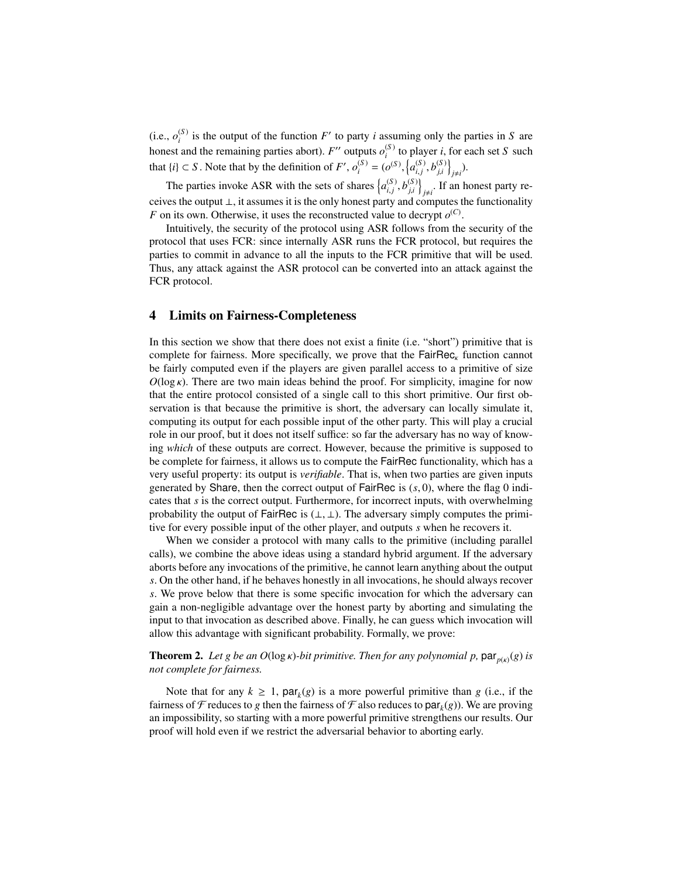(i.e., $o_i^{(S)}$ is the output of the function $F'$ to party $i$ assuming only the parties in $S$ are honest and the remaining parties abort). $F''$ outputs $o_i^{(S)}$ to player $i$, for each set $S$ such that $\{i\} \subset S$. Note that by the definition of $F'$, $o_i^{(S)} = (o^{(S)}, \left\{a_{i,j}^{(S)}, b_{j,i}^{(S)}\right\}_{j \neq i})$.

The parties invoke ASR with the sets of shares $\left\{a_{i,j}^{(S)}, b_{j,i}^{(S)}\right\}_{j \neq i}$. If an honest party receives the output $\perp$, it assumes it is the only honest party and computes the functionality $F$ on its own. Otherwise, it uses the reconstructed value to decrypt $o^{(C)}$.

Intuitively, the security of the protocol using ASR follows from the security of the protocol that uses FCR: since internally ASR runs the FCR protocol, but requires the parties to commit in advance to all the inputs to the FCR primitive that will be used. Thus, any attack against the ASR protocol can be converted into an attack against the FCR protocol.

## 4 Limits on Fairness-Completeness

In this section we show that there does not exist a finite (i.e. "short") primitive that is complete for fairness. More specifically, we prove that the $\mathsf{FairRec}_\kappa$ function cannot be fairly computed even if the players are given parallel access to a primitive of size $O(\log \kappa)$. There are two main ideas behind the proof. For simplicity, imagine for now that the entire protocol consisted of a single call to this short primitive. Our first observation is that because the primitive is short, the adversary can locally simulate it, computing its output for each possible input of the other party. This will play a crucial role in our proof, but it does not itself suffice: so far the adversary has no way of knowing *which* of these outputs are correct. However, because the primitive is supposed to be complete for fairness, it allows us to compute the $\mathsf{FairRec}$ functionality, which has a very useful property: its output is *verifiable*. That is, when two parties are given inputs generated by $\mathsf{Share}$, then the correct output of $\mathsf{FairRec}$ is $(s, 0)$, where the flag 0 indicates that $s$ is the correct output. Furthermore, for incorrect inputs, with overwhelming probability the output of $\mathsf{FairRec}$ is $(\perp, \perp)$. The adversary simply computes the primitive for every possible input of the other player, and outputs $s$ when he recovers it.

When we consider a protocol with many calls to the primitive (including parallel calls), we combine the above ideas using a standard hybrid argument. If the adversary aborts before any invocations of the primitive, he cannot learn anything about the output $s$. On the other hand, if he behaves honestly in all invocations, he should always recover $s$. We prove below that there is some specific invocation for which the adversary can gain a non-negligible advantage over the honest party by aborting and simulating the input to that invocation as described above. Finally, he can guess which invocation will allow this advantage with significant probability. Formally, we prove:

**Theorem 2.** *Let $g$ be an $O(\log \kappa)$-bit primitive. Then for any polynomial $p$, $\mathsf{par}_{p(\kappa)}(g)$ is not complete for fairness.*

Note that for any $k \geq 1$, $\mathsf{par}_k(g)$ is a more powerful primitive than $g$ (i.e., if the fairness of $\mathcal{F}$ reduces to $g$ then the fairness of $\mathcal{F}$ also reduces to $\mathsf{par}_k(g)$). We are proving an impossibility, so starting with a more powerful primitive strengthens our results. Our proof will hold even if we restrict the adversarial behavior to aborting early.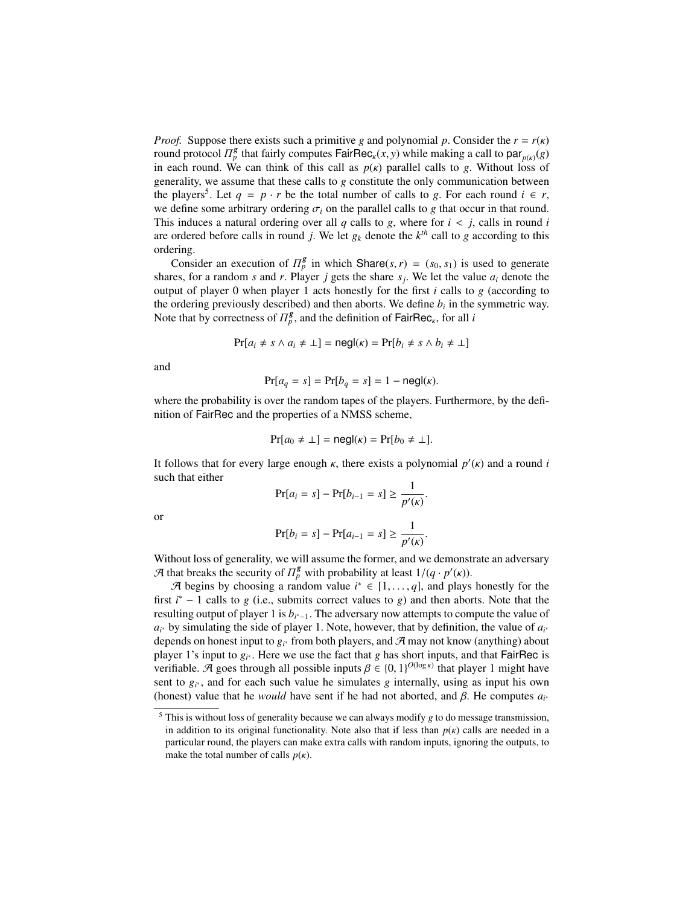*Proof.* Suppose there exists such a primitive $g$ and polynomial $p$. Consider the $r = r(\kappa)$ round protocol $\Pi_p^{\mathbf{g}}$ that fairly computes $\mathsf{FairRec}_\kappa(x, y)$ while making a call to $\mathsf{par}_{p(\kappa)}(g)$ in each round. We can think of this call as $p(\kappa)$ parallel calls to $g$. Without loss of generality, we assume that these calls to $g$ constitute the only communication between the players[5]. Let $q = p \cdot r$ be the total number of calls to $g$. For each round $i \in r$, we define some arbitrary ordering $\sigma_i$ on the parallel calls to $g$ that occur in that round. This induces a natural ordering over all $q$ calls to $g$, where for $i < j$, calls in round $i$ are ordered before calls in round $j$. We let $g_k$ denote the $k^{th}$ call to $g$ according to this ordering.

Consider an execution of $\Pi_p^{\mathbf{g}}$ in which $\mathsf{Share}(s, r) = (s_0, s_1)$ is used to generate shares, for a random $s$ and $r$. Player $j$ gets the share $s_j$. We let the value $a_i$ denote the output of player 0 when player 1 acts honestly for the first $i$ calls to $g$ (according to the ordering previously described) and then aborts. We define $b_i$ in the symmetric way. Note that by correctness of $\Pi_p^{\mathbf{g}}$, and the definition of $\mathsf{FairRec}_\kappa$, for all $i$

$$\Pr[a_i \neq s \wedge a_i \neq \bot] = \mathsf{negl}(\kappa) = \Pr[b_i \neq s \wedge b_i \neq \bot]$$

and

$$\Pr[a_q = s] = \Pr[b_q = s] = 1 - \mathsf{negl}(\kappa).$$

where the probability is over the random tapes of the players. Furthermore, by the definition of $\mathsf{FairRec}$ and the properties of a NMSS scheme,

$$\Pr[a_0 \neq \bot] = \mathsf{negl}(\kappa) = \Pr[b_0 \neq \bot].$$

It follows that for every large enough $\kappa$, there exists a polynomial $p'(\kappa)$ and a round $i$ such that either

$$\Pr[a_i = s] - \Pr[b_{i-1} = s] \geq \frac{1}{p'(\kappa)}.$$

or

$$\Pr[b_i = s] - \Pr[a_{i-1} = s] \geq \frac{1}{p'(\kappa)}.$$

Without loss of generality, we will assume the former, and we demonstrate an adversary $\mathcal{A}$ that breaks the security of $\Pi_p^{\mathbf{g}}$ with probability at least $1/(q \cdot p'(\kappa))$.

$\mathcal{A}$ begins by choosing a random value $i^* \in [1, \ldots, q]$, and plays honestly for the first $i^* - 1$ calls to $g$ (i.e., submits correct values to $g$) and then aborts. Note that the resulting output of player 1 is $b_{i^*-1}$. The adversary now attempts to compute the value of $a_{i^*}$ by simulating the side of player 1. Note, however, that by definition, the value of $a_{i^*}$ depends on honest input to $g_{i^*}$ from both players, and $\mathcal{A}$ may not know (anything) about player 1's input to $g_{i^*}$. Here we use the fact that $g$ has short inputs, and that $\mathsf{FairRec}$ is verifiable. $\mathcal{A}$ goes through all possible inputs $\beta \in \{0, 1\}^{O(\log \kappa)}$ that player 1 might have sent to $g_{i^*}$, and for each such value he simulates $g$ internally, using as input his own (honest) value that he *would* have sent if he had not aborted, and $\beta$. He computes $a_{i^*}$

[5] This is without loss of generality because we can always modify $g$ to do message transmission, in addition to its original functionality. Note also that if less than $p(\kappa)$ calls are needed in a particular round, the players can make extra calls with random inputs, ignoring the outputs, to make the total number of calls $p(\kappa)$.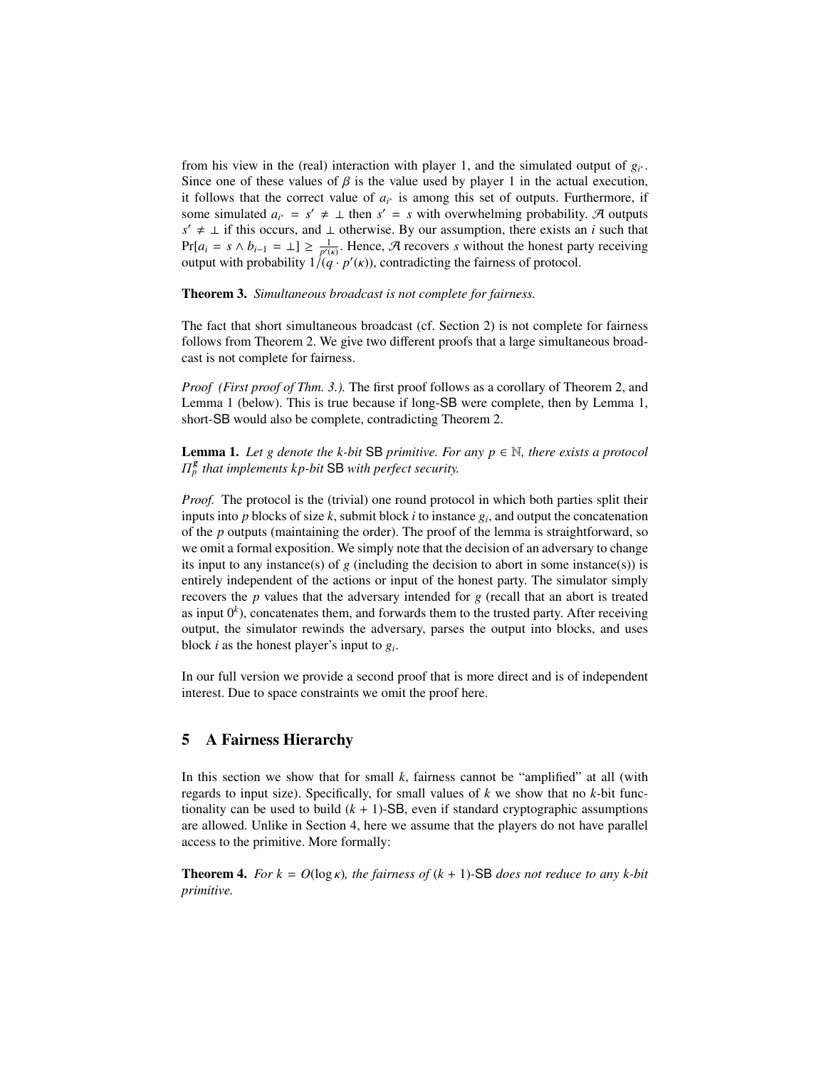from his view in the (real) interaction with player 1, and the simulated output of $g_{i^*}$. Since one of these values of $\beta$ is the value used by player 1 in the actual execution, it follows that the correct value of $a_{i^*}$ is among this set of outputs. Furthermore, if some simulated $a_{i^*} = s' \neq \perp$ then $s' = s$ with overwhelming probability. $\mathcal{A}$ outputs $s' \neq \perp$ if this occurs, and $\perp$ otherwise. By our assumption, there exists an $i$ such that $\Pr[a_i = s \wedge b_{i-1} = \perp] \geq \frac{1}{p'(\kappa)}$. Hence, $\mathcal{A}$ recovers $s$ without the honest party receiving output with probability $1/(q \cdot p'(\kappa))$, contradicting the fairness of protocol.

**Theorem 3.** *Simultaneous broadcast is not complete for fairness.*

The fact that short simultaneous broadcast (cf. Section 2) is not complete for fairness follows from Theorem 2. We give two different proofs that a large simultaneous broadcast is not complete for fairness.

*Proof (First proof of Thm. 3.).* The first proof follows as a corollary of Theorem 2, and Lemma 1 (below). This is true because if long-SB were complete, then by Lemma 1, short-SB would also be complete, contradicting Theorem 2.

**Lemma 1.** *Let $g$ denote the $k$-bit SB primitive. For any $p \in \mathbb{N}$, there exists a protocol $\Pi_p^{g}$ that implements $kp$-bit SB with perfect security.*

*Proof.* The protocol is the (trivial) one round protocol in which both parties split their inputs into $p$ blocks of size $k$, submit block $i$ to instance $g_i$, and output the concatenation of the $p$ outputs (maintaining the order). The proof of the lemma is straightforward, so we omit a formal exposition. We simply note that the decision of an adversary to change its input to any instance(s) of $g$ (including the decision to abort in some instance(s)) is entirely independent of the actions or input of the honest party. The simulator simply recovers the $p$ values that the adversary intended for $g$ (recall that an abort is treated as input $0^k$), concatenates them, and forwards them to the trusted party. After receiving output, the simulator rewinds the adversary, parses the output into blocks, and uses block $i$ as the honest player's input to $g_i$.

In our full version we provide a second proof that is more direct and is of independent interest. Due to space constraints we omit the proof here.

## 5 A Fairness Hierarchy

In this section we show that for small $k$, fairness cannot be "amplified" at all (with regards to input size). Specifically, for small values of $k$ we show that no $k$-bit functionality can be used to build $(k+1)$-SB, even if standard cryptographic assumptions are allowed. Unlike in Section 4, here we assume that the players do not have parallel access to the primitive. More formally:

**Theorem 4.** *For $k = O(\log \kappa)$, the fairness of $(k+1)$-SB does not reduce to any $k$-bit primitive.*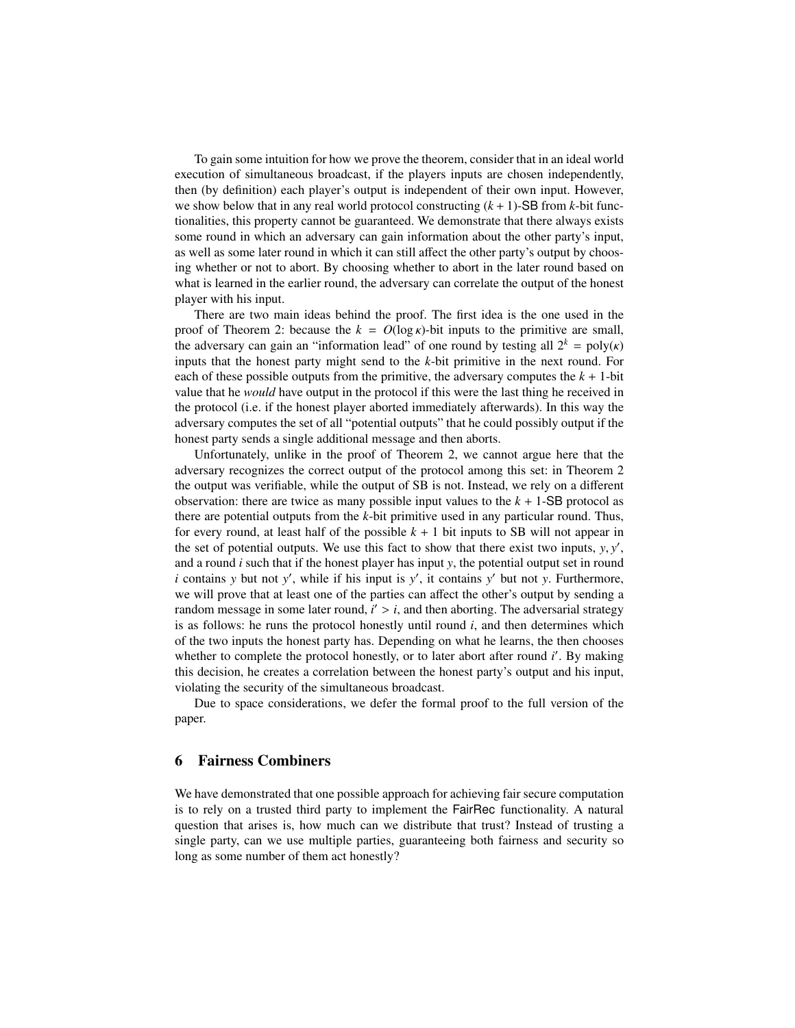To gain some intuition for how we prove the theorem, consider that in an ideal world execution of simultaneous broadcast, if the players inputs are chosen independently, then (by definition) each player's output is independent of their own input. However, we show below that in any real world protocol constructing $(k+1)$-SB from $k$-bit functionalities, this property cannot be guaranteed. We demonstrate that there always exists some round in which an adversary can gain information about the other party's input, as well as some later round in which it can still affect the other party's output by choosing whether or not to abort. By choosing whether to abort in the later round based on what is learned in the earlier round, the adversary can correlate the output of the honest player with his input.

There are two main ideas behind the proof. The first idea is the one used in the proof of Theorem 2: because the $k = O(\log \kappa)$-bit inputs to the primitive are small, the adversary can gain an "information lead" of one round by testing all $2^k = \text{poly}(\kappa)$ inputs that the honest party might send to the $k$-bit primitive in the next round. For each of these possible outputs from the primitive, the adversary computes the $k+1$-bit value that he *would* have output in the protocol if this were the last thing he received in the protocol (i.e. if the honest player aborted immediately afterwards). In this way the adversary computes the set of all "potential outputs" that he could possibly output if the honest party sends a single additional message and then aborts.

Unfortunately, unlike in the proof of Theorem 2, we cannot argue here that the adversary recognizes the correct output of the protocol among this set: in Theorem 2 the output was verifiable, while the output of SB is not. Instead, we rely on a different observation: there are twice as many possible input values to the $k+1$-SB protocol as there are potential outputs from the $k$-bit primitive used in any particular round. Thus, for every round, at least half of the possible $k+1$ bit inputs to SB will not appear in the set of potential outputs. We use this fact to show that there exist two inputs, $y, y'$, and a round $i$ such that if the honest player has input $y$, the potential output set in round $i$ contains $y$ but not $y'$, while if his input is $y'$, it contains $y'$ but not $y$. Furthermore, we will prove that at least one of the parties can affect the other's output by sending a random message in some later round, $i' > i$, and then aborting. The adversarial strategy is as follows: he runs the protocol honestly until round $i$, and then determines which of the two inputs the honest party has. Depending on what he learns, the then chooses whether to complete the protocol honestly, or to later abort after round $i'$. By making this decision, he creates a correlation between the honest party's output and his input, violating the security of the simultaneous broadcast.

Due to space considerations, we defer the formal proof to the full version of the paper.

## 6 Fairness Combiners

We have demonstrated that one possible approach for achieving fair secure computation is to rely on a trusted third party to implement the FairRec functionality. A natural question that arises is, how much can we distribute that trust? Instead of trusting a single party, can we use multiple parties, guaranteeing both fairness and security so long as some number of them act honestly?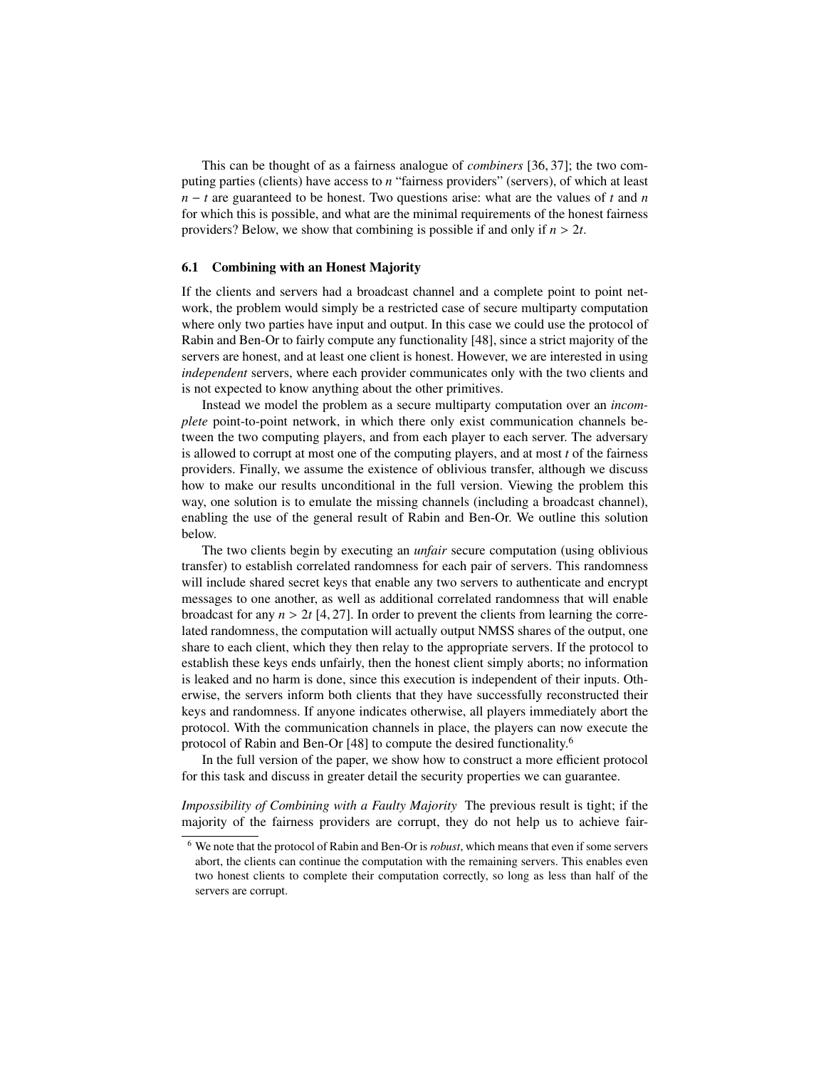This can be thought of as a fairness analogue of *combiners* [36, 37]; the two computing parties (clients) have access to $n$ "fairness providers" (servers), of which at least $n - t$ are guaranteed to be honest. Two questions arise: what are the values of $t$ and $n$ for which this is possible, and what are the minimal requirements of the honest fairness providers? Below, we show that combining is possible if and only if $n > 2t$.

### 6.1 Combining with an Honest Majority

If the clients and servers had a broadcast channel and a complete point to point network, the problem would simply be a restricted case of secure multiparty computation where only two parties have input and output. In this case we could use the protocol of Rabin and Ben-Or to fairly compute any functionality [48], since a strict majority of the servers are honest, and at least one client is honest. However, we are interested in using *independent* servers, where each provider communicates only with the two clients and is not expected to know anything about the other primitives.

Instead we model the problem as a secure multiparty computation over an *incomplete* point-to-point network, in which there only exist communication channels between the two computing players, and from each player to each server. The adversary is allowed to corrupt at most one of the computing players, and at most $t$ of the fairness providers. Finally, we assume the existence of oblivious transfer, although we discuss how to make our results unconditional in the full version. Viewing the problem this way, one solution is to emulate the missing channels (including a broadcast channel), enabling the use of the general result of Rabin and Ben-Or. We outline this solution below.

The two clients begin by executing an *unfair* secure computation (using oblivious transfer) to establish correlated randomness for each pair of servers. This randomness will include shared secret keys that enable any two servers to authenticate and encrypt messages to one another, as well as additional correlated randomness that will enable broadcast for any $n > 2t$ [4, 27]. In order to prevent the clients from learning the correlated randomness, the computation will actually output NMSS shares of the output, one share to each client, which they then relay to the appropriate servers. If the protocol to establish these keys ends unfairly, then the honest client simply aborts; no information is leaked and no harm is done, since this execution is independent of their inputs. Otherwise, the servers inform both clients that they have successfully reconstructed their keys and randomness. If anyone indicates otherwise, all players immediately abort the protocol. With the communication channels in place, the players can now execute the protocol of Rabin and Ben-Or [48] to compute the desired functionality.[6]

In the full version of the paper, we show how to construct a more efficient protocol for this task and discuss in greater detail the security properties we can guarantee.

*Impossibility of Combining with a Faulty Majority* The previous result is tight; if the majority of the fairness providers are corrupt, they do not help us to achieve fair-

[6] We note that the protocol of Rabin and Ben-Or is *robust*, which means that even if some servers abort, the clients can continue the computation with the remaining servers. This enables even two honest clients to complete their computation correctly, so long as less than half of the servers are corrupt.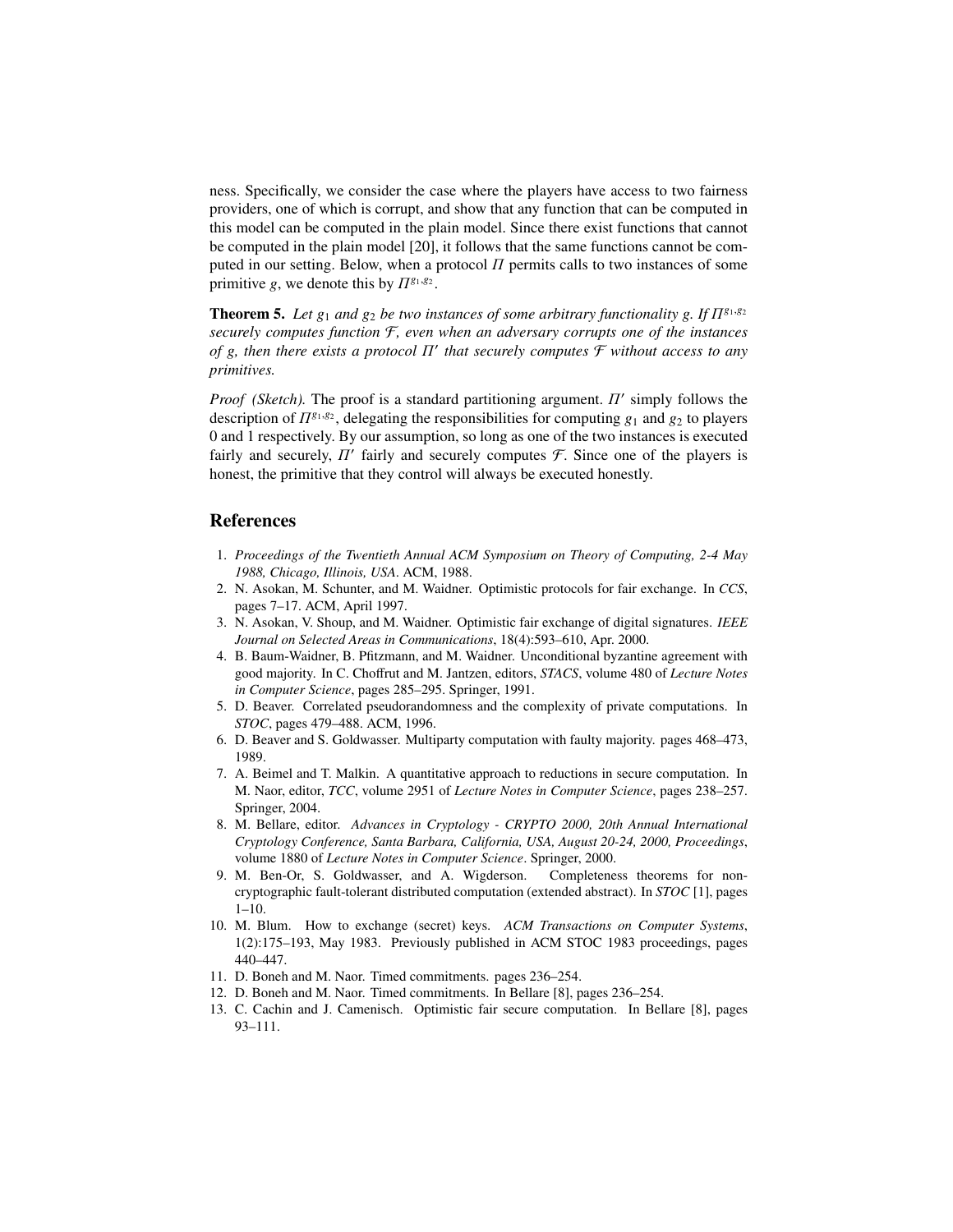ness. Specifically, we consider the case where the players have access to two fairness providers, one of which is corrupt, and show that any function that can be computed in this model can be computed in the plain model. Since there exist functions that cannot be computed in the plain model [20], it follows that the same functions cannot be computed in our setting. Below, when a protocol $\Pi$ permits calls to two instances of some primitive $g$, we denote this by $\Pi^{g_1,g_2}$.

**Theorem 5.** *Let $g_1$ and $g_2$ be two instances of some arbitrary functionality $g$. If $\Pi^{g_1,g_2}$ securely computes function $\mathcal{F}$, even when an adversary corrupts one of the instances of $g$, then there exists a protocol $\Pi'$ that securely computes $\mathcal{F}$ without access to any primitives.*

*Proof (Sketch).* The proof is a standard partitioning argument. $\Pi'$ simply follows the description of $\Pi^{g_1,g_2}$, delegating the responsibilities for computing $g_1$ and $g_2$ to players 0 and 1 respectively. By our assumption, so long as one of the two instances is executed fairly and securely, $\Pi'$ fairly and securely computes $\mathcal{F}$. Since one of the players is honest, the primitive that they control will always be executed honestly.

## References

1. *Proceedings of the Twentieth Annual ACM Symposium on Theory of Computing, 2-4 May 1988, Chicago, Illinois, USA*. ACM, 1988.
2. N. Asokan, M. Schunter, and M. Waidner. Optimistic protocols for fair exchange. In *CCS*, pages 7–17. ACM, April 1997.
3. N. Asokan, V. Shoup, and M. Waidner. Optimistic fair exchange of digital signatures. *IEEE Journal on Selected Areas in Communications*, 18(4):593–610, Apr. 2000.
4. B. Baum-Waidner, B. Pfitzmann, and M. Waidner. Unconditional byzantine agreement with good majority. In C. Choffrut and M. Jantzen, editors, *STACS*, volume 480 of *Lecture Notes in Computer Science*, pages 285–295. Springer, 1991.
5. D. Beaver. Correlated pseudorandomness and the complexity of private computations. In *STOC*, pages 479–488. ACM, 1996.
6. D. Beaver and S. Goldwasser. Multiparty computation with faulty majority. pages 468–473, 1989.
7. A. Beimel and T. Malkin. A quantitative approach to reductions in secure computation. In M. Naor, editor, *TCC*, volume 2951 of *Lecture Notes in Computer Science*, pages 238–257. Springer, 2004.
8. M. Bellare, editor. *Advances in Cryptology - CRYPTO 2000, 20th Annual International Cryptology Conference, Santa Barbara, California, USA, August 20-24, 2000, Proceedings*, volume 1880 of *Lecture Notes in Computer Science*. Springer, 2000.
9. M. Ben-Or, S. Goldwasser, and A. Wigderson. Completeness theorems for non-cryptographic fault-tolerant distributed computation (extended abstract). In *STOC* [1], pages 1–10.
10. M. Blum. How to exchange (secret) keys. *ACM Transactions on Computer Systems*, 1(2):175–193, May 1983. Previously published in ACM STOC 1983 proceedings, pages 440–447.
11. D. Boneh and M. Naor. Timed commitments. pages 236–254.
12. D. Boneh and M. Naor. Timed commitments. In Bellare [8], pages 236–254.
13. C. Cachin and J. Camenisch. Optimistic fair secure computation. In Bellare [8], pages 93–111.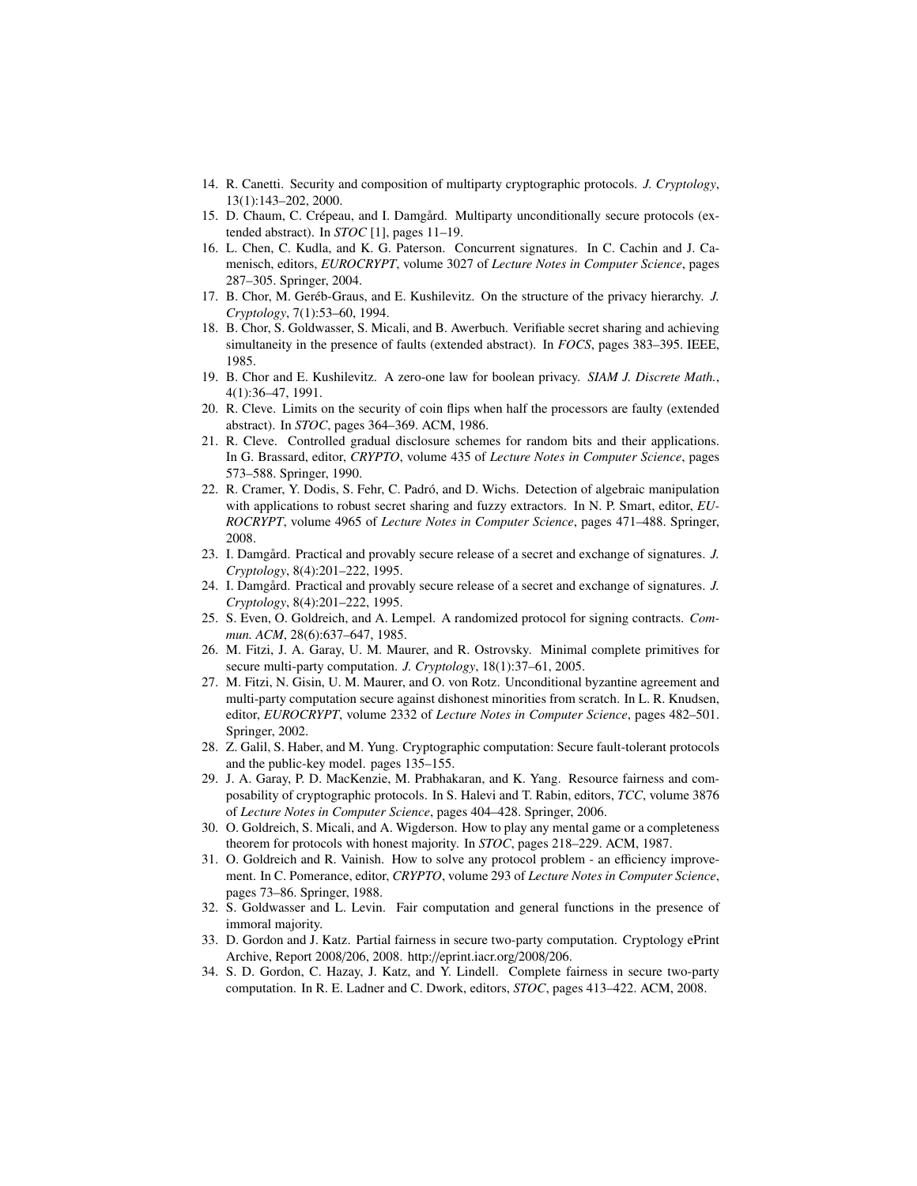14. R. Canetti. Security and composition of multiparty cryptographic protocols. *J. Cryptology*, 13(1):143–202, 2000.
15. D. Chaum, C. Crépeau, and I. Damgård. Multiparty unconditionally secure protocols (extended abstract). In *STOC* [1], pages 11–19.
16. L. Chen, C. Kudla, and K. G. Paterson. Concurrent signatures. In C. Cachin and J. Camenisch, editors, *EUROCRYPT*, volume 3027 of *Lecture Notes in Computer Science*, pages 287–305. Springer, 2004.
17. B. Chor, M. Geréb-Graus, and E. Kushilevitz. On the structure of the privacy hierarchy. *J. Cryptology*, 7(1):53–60, 1994.
18. B. Chor, S. Goldwasser, S. Micali, and B. Awerbuch. Verifiable secret sharing and achieving simultaneity in the presence of faults (extended abstract). In *FOCS*, pages 383–395. IEEE, 1985.
19. B. Chor and E. Kushilevitz. A zero-one law for boolean privacy. *SIAM J. Discrete Math.*, 4(1):36–47, 1991.
20. R. Cleve. Limits on the security of coin flips when half the processors are faulty (extended abstract). In *STOC*, pages 364–369. ACM, 1986.
21. R. Cleve. Controlled gradual disclosure schemes for random bits and their applications. In G. Brassard, editor, *CRYPTO*, volume 435 of *Lecture Notes in Computer Science*, pages 573–588. Springer, 1990.
22. R. Cramer, Y. Dodis, S. Fehr, C. Padró, and D. Wichs. Detection of algebraic manipulation with applications to robust secret sharing and fuzzy extractors. In N. P. Smart, editor, *EUROCRYPT*, volume 4965 of *Lecture Notes in Computer Science*, pages 471–488. Springer, 2008.
23. I. Damgård. Practical and provably secure release of a secret and exchange of signatures. *J. Cryptology*, 8(4):201–222, 1995.
24. I. Damgård. Practical and provably secure release of a secret and exchange of signatures. *J. Cryptology*, 8(4):201–222, 1995.
25. S. Even, O. Goldreich, and A. Lempel. A randomized protocol for signing contracts. *Commun. ACM*, 28(6):637–647, 1985.
26. M. Fitzi, J. A. Garay, U. M. Maurer, and R. Ostrovsky. Minimal complete primitives for secure multi-party computation. *J. Cryptology*, 18(1):37–61, 2005.
27. M. Fitzi, N. Gisin, U. M. Maurer, and O. von Rotz. Unconditional byzantine agreement and multi-party computation secure against dishonest minorities from scratch. In L. R. Knudsen, editor, *EUROCRYPT*, volume 2332 of *Lecture Notes in Computer Science*, pages 482–501. Springer, 2002.
28. Z. Galil, S. Haber, and M. Yung. Cryptographic computation: Secure fault-tolerant protocols and the public-key model. pages 135–155.
29. J. A. Garay, P. D. MacKenzie, M. Prabhakaran, and K. Yang. Resource fairness and composability of cryptographic protocols. In S. Halevi and T. Rabin, editors, *TCC*, volume 3876 of *Lecture Notes in Computer Science*, pages 404–428. Springer, 2006.
30. O. Goldreich, S. Micali, and A. Wigderson. How to play any mental game or a completeness theorem for protocols with honest majority. In *STOC*, pages 218–229. ACM, 1987.
31. O. Goldreich and R. Vainish. How to solve any protocol problem - an efficiency improvement. In C. Pomerance, editor, *CRYPTO*, volume 293 of *Lecture Notes in Computer Science*, pages 73–86. Springer, 1988.
32. S. Goldwasser and L. Levin. Fair computation and general functions in the presence of immoral majority.
33. D. Gordon and J. Katz. Partial fairness in secure two-party computation. Cryptology ePrint Archive, Report 2008/206, 2008. http://eprint.iacr.org/2008/206.
34. S. D. Gordon, C. Hazay, J. Katz, and Y. Lindell. Complete fairness in secure two-party computation. In R. E. Ladner and C. Dwork, editors, *STOC*, pages 413–422. ACM, 2008.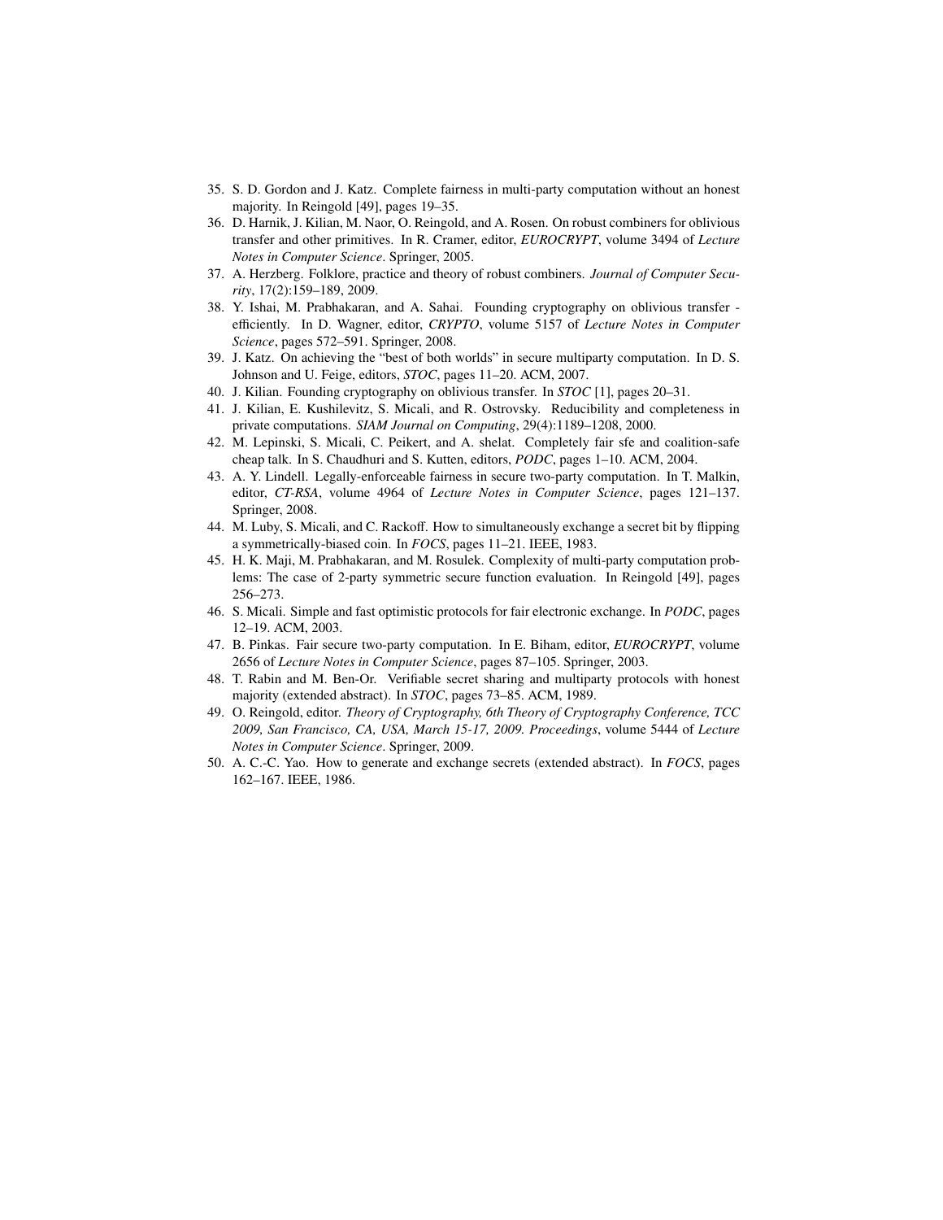35. S. D. Gordon and J. Katz. Complete fairness in multi-party computation without an honest majority. In Reingold [49], pages 19–35.
36. D. Harnik, J. Kilian, M. Naor, O. Reingold, and A. Rosen. On robust combiners for oblivious transfer and other primitives. In R. Cramer, editor, *EUROCRYPT*, volume 3494 of *Lecture Notes in Computer Science*. Springer, 2005.
37. A. Herzberg. Folklore, practice and theory of robust combiners. *Journal of Computer Security*, 17(2):159–189, 2009.
38. Y. Ishai, M. Prabhakaran, and A. Sahai. Founding cryptography on oblivious transfer - efficiently. In D. Wagner, editor, *CRYPTO*, volume 5157 of *Lecture Notes in Computer Science*, pages 572–591. Springer, 2008.
39. J. Katz. On achieving the "best of both worlds" in secure multiparty computation. In D. S. Johnson and U. Feige, editors, *STOC*, pages 11–20. ACM, 2007.
40. J. Kilian. Founding cryptography on oblivious transfer. In *STOC* [1], pages 20–31.
41. J. Kilian, E. Kushilevitz, S. Micali, and R. Ostrovsky. Reducibility and completeness in private computations. *SIAM Journal on Computing*, 29(4):1189–1208, 2000.
42. M. Lepinski, S. Micali, C. Peikert, and A. shelat. Completely fair sfe and coalition-safe cheap talk. In S. Chaudhuri and S. Kutten, editors, *PODC*, pages 1–10. ACM, 2004.
43. A. Y. Lindell. Legally-enforceable fairness in secure two-party computation. In T. Malkin, editor, *CT-RSA*, volume 4964 of *Lecture Notes in Computer Science*, pages 121–137. Springer, 2008.
44. M. Luby, S. Micali, and C. Rackoff. How to simultaneously exchange a secret bit by flipping a symmetrically-biased coin. In *FOCS*, pages 11–21. IEEE, 1983.
45. H. K. Maji, M. Prabhakaran, and M. Rosulek. Complexity of multi-party computation problems: The case of 2-party symmetric secure function evaluation. In Reingold [49], pages 256–273.
46. S. Micali. Simple and fast optimistic protocols for fair electronic exchange. In *PODC*, pages 12–19. ACM, 2003.
47. B. Pinkas. Fair secure two-party computation. In E. Biham, editor, *EUROCRYPT*, volume 2656 of *Lecture Notes in Computer Science*, pages 87–105. Springer, 2003.
48. T. Rabin and M. Ben-Or. Verifiable secret sharing and multiparty protocols with honest majority (extended abstract). In *STOC*, pages 73–85. ACM, 1989.
49. O. Reingold, editor. *Theory of Cryptography, 6th Theory of Cryptography Conference, TCC 2009, San Francisco, CA, USA, March 15-17, 2009. Proceedings*, volume 5444 of *Lecture Notes in Computer Science*. Springer, 2009.
50. A. C.-C. Yao. How to generate and exchange secrets (extended abstract). In *FOCS*, pages 162–167. IEEE, 1986.